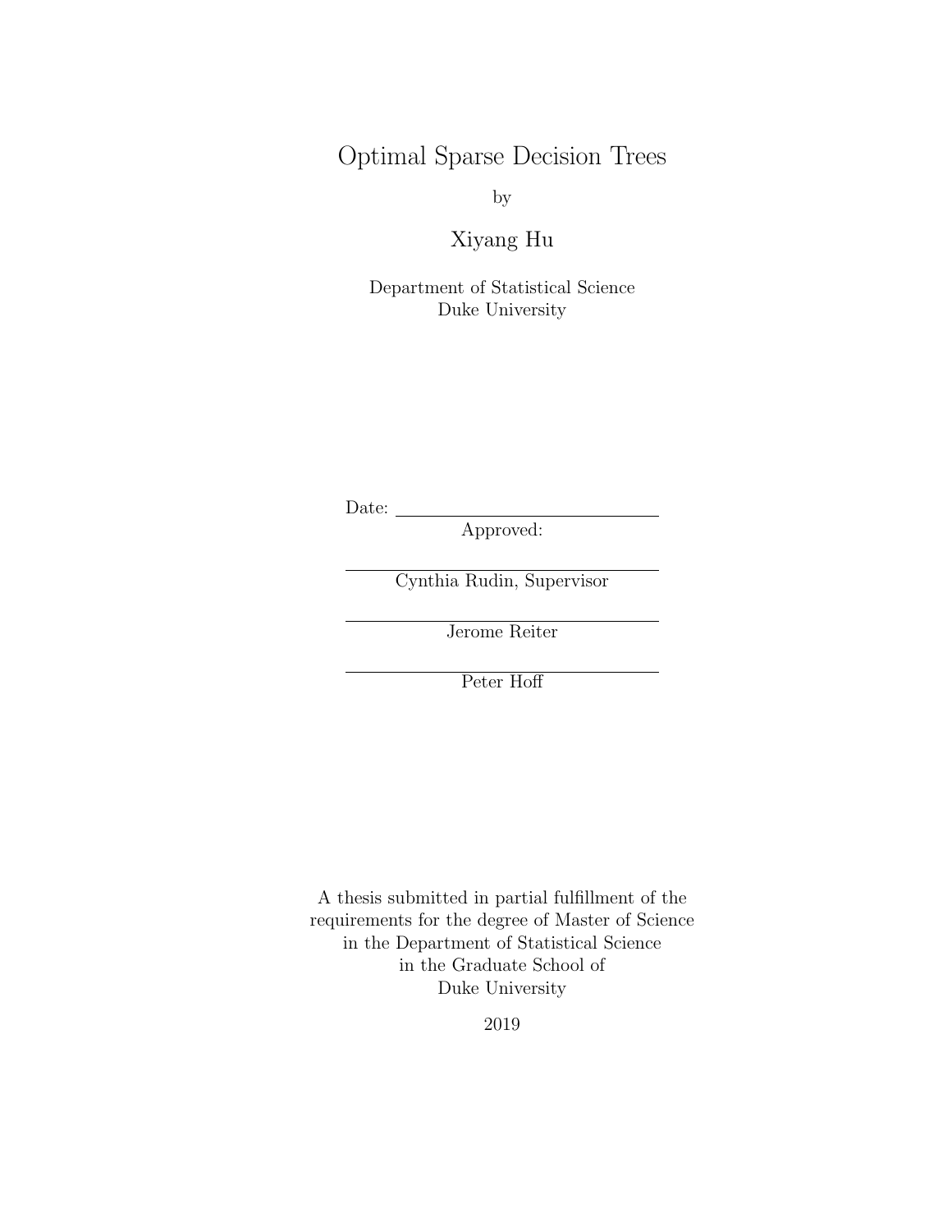# Optimal Sparse Decision Trees

by

Xiyang Hu

Department of Statistical Science
Duke University

Date: ______________________

Approved:

______________________
Cynthia Rudin, Supervisor

______________________
Jerome Reiter

______________________
Peter Hoff

A thesis submitted in partial fulfillment of the
requirements for the degree of Master of Science
in the Department of Statistical Science
in the Graduate School of
Duke University

2019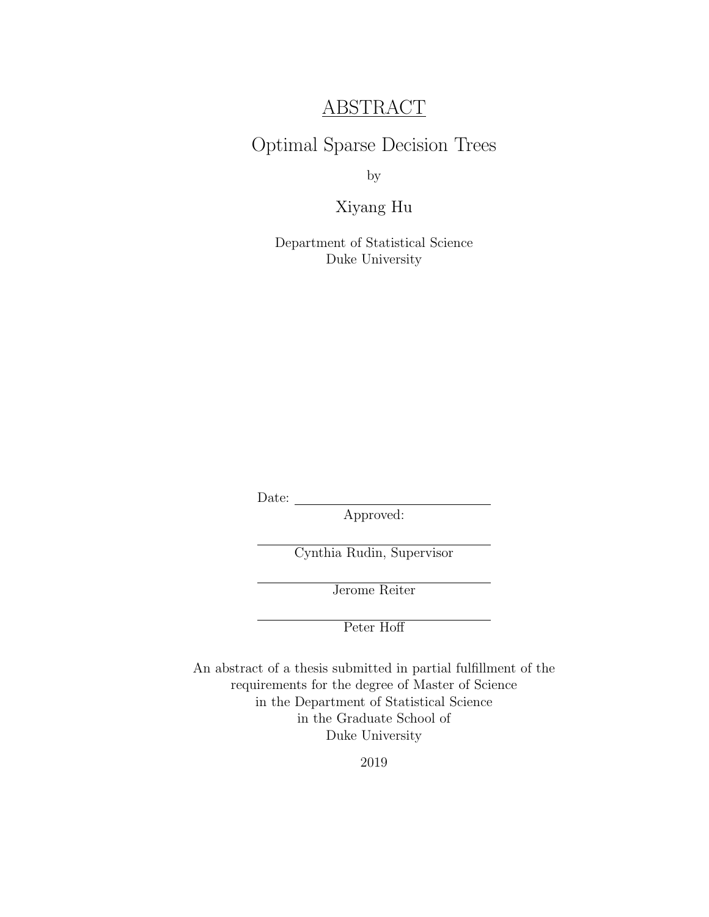# ABSTRACT

## Optimal Sparse Decision Trees

by

Xiyang Hu

Department of Statistical Science
Duke University

Date: ____________________

Approved:

____________________
Cynthia Rudin, Supervisor

____________________
Jerome Reiter

____________________
Peter Hoff

An abstract of a thesis submitted in partial fulfillment of the requirements for the degree of Master of Science in the Department of Statistical Science in the Graduate School of Duke University

2019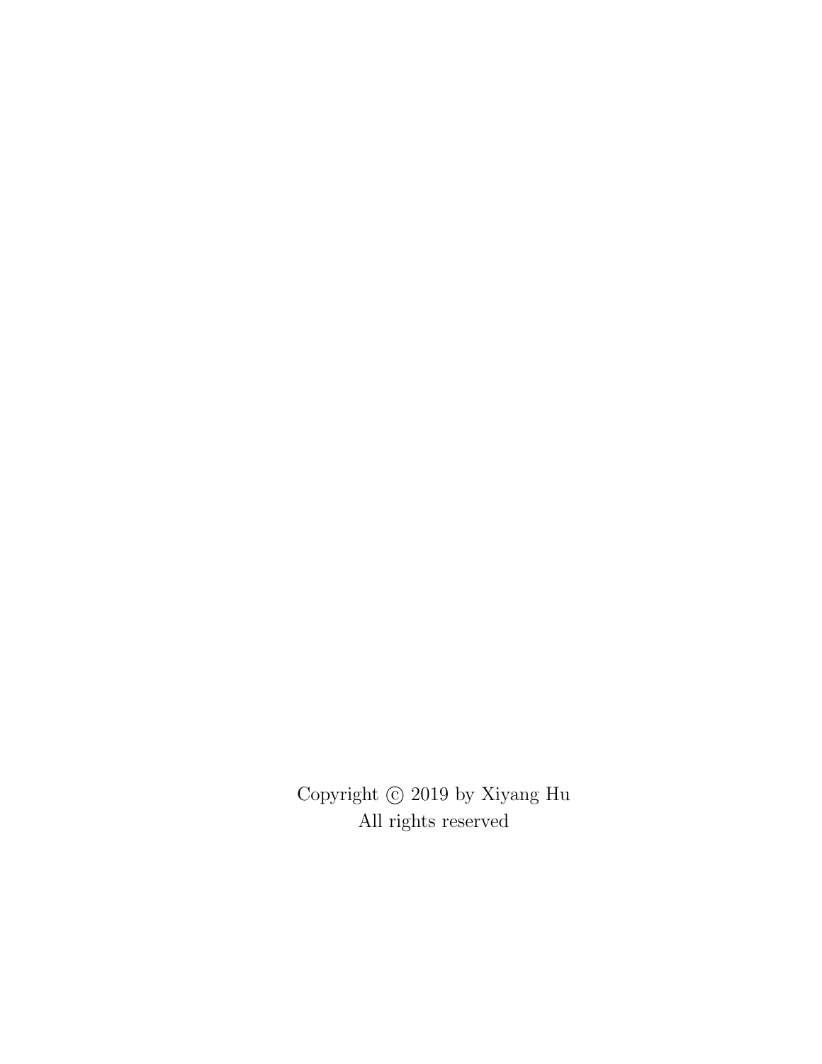Copyright © 2019 by Xiyang Hu
All rights reserved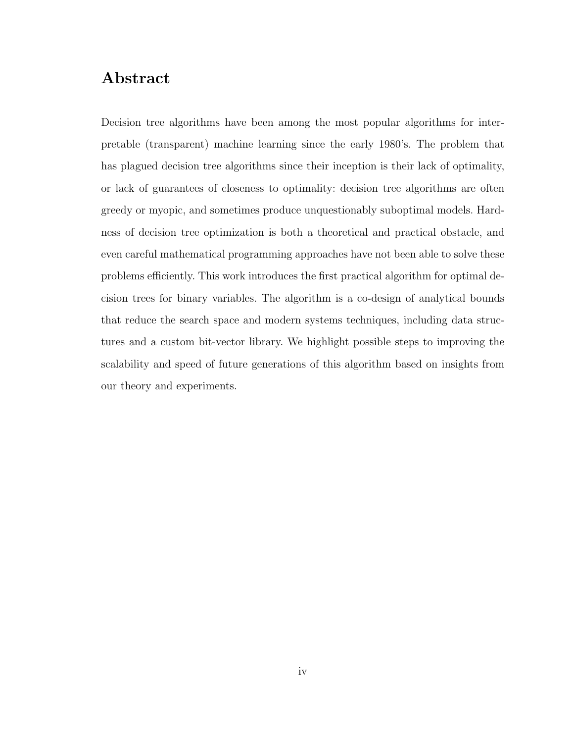# Abstract

Decision tree algorithms have been among the most popular algorithms for interpretable (transparent) machine learning since the early 1980's. The problem that has plagued decision tree algorithms since their inception is their lack of optimality, or lack of guarantees of closeness to optimality: decision tree algorithms are often greedy or myopic, and sometimes produce unquestionably suboptimal models. Hardness of decision tree optimization is both a theoretical and practical obstacle, and even careful mathematical programming approaches have not been able to solve these problems efficiently. This work introduces the first practical algorithm for optimal decision trees for binary variables. The algorithm is a co-design of analytical bounds that reduce the search space and modern systems techniques, including data structures and a custom bit-vector library. We highlight possible steps to improving the scalability and speed of future generations of this algorithm based on insights from our theory and experiments.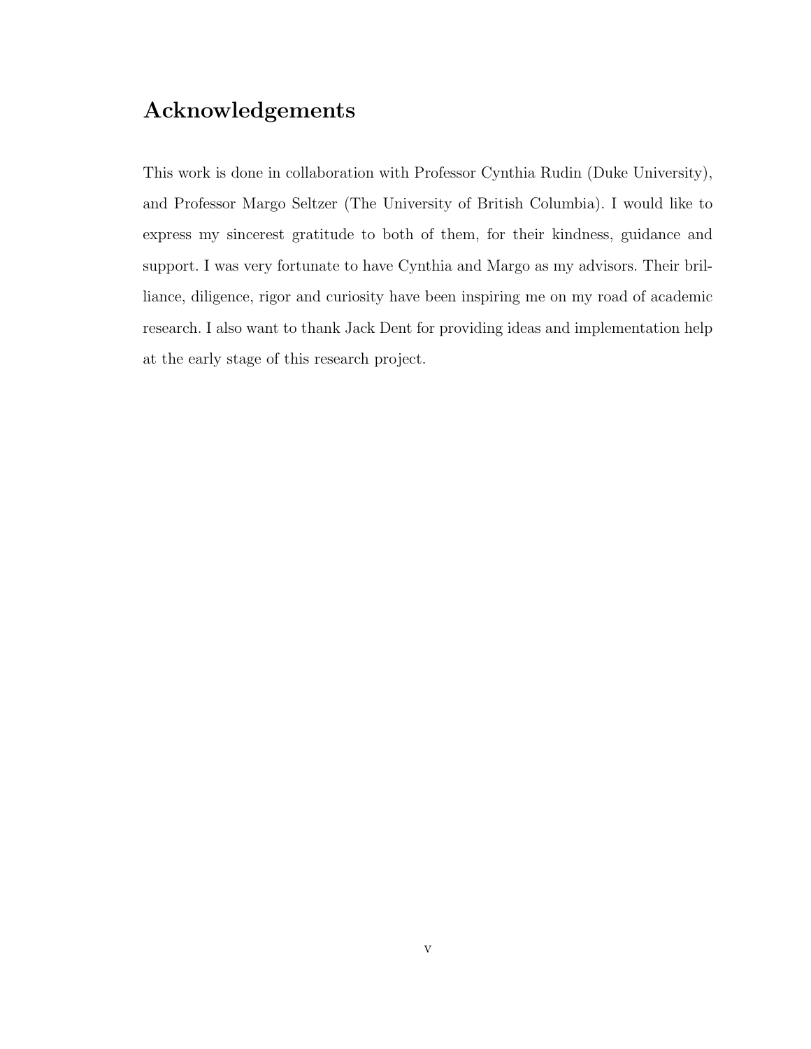# Acknowledgements

This work is done in collaboration with Professor Cynthia Rudin (Duke University), and Professor Margo Seltzer (The University of British Columbia). I would like to express my sincerest gratitude to both of them, for their kindness, guidance and support. I was very fortunate to have Cynthia and Margo as my advisors. Their brilliance, diligence, rigor and curiosity have been inspiring me on my road of academic research. I also want to thank Jack Dent for providing ideas and implementation help at the early stage of this research project.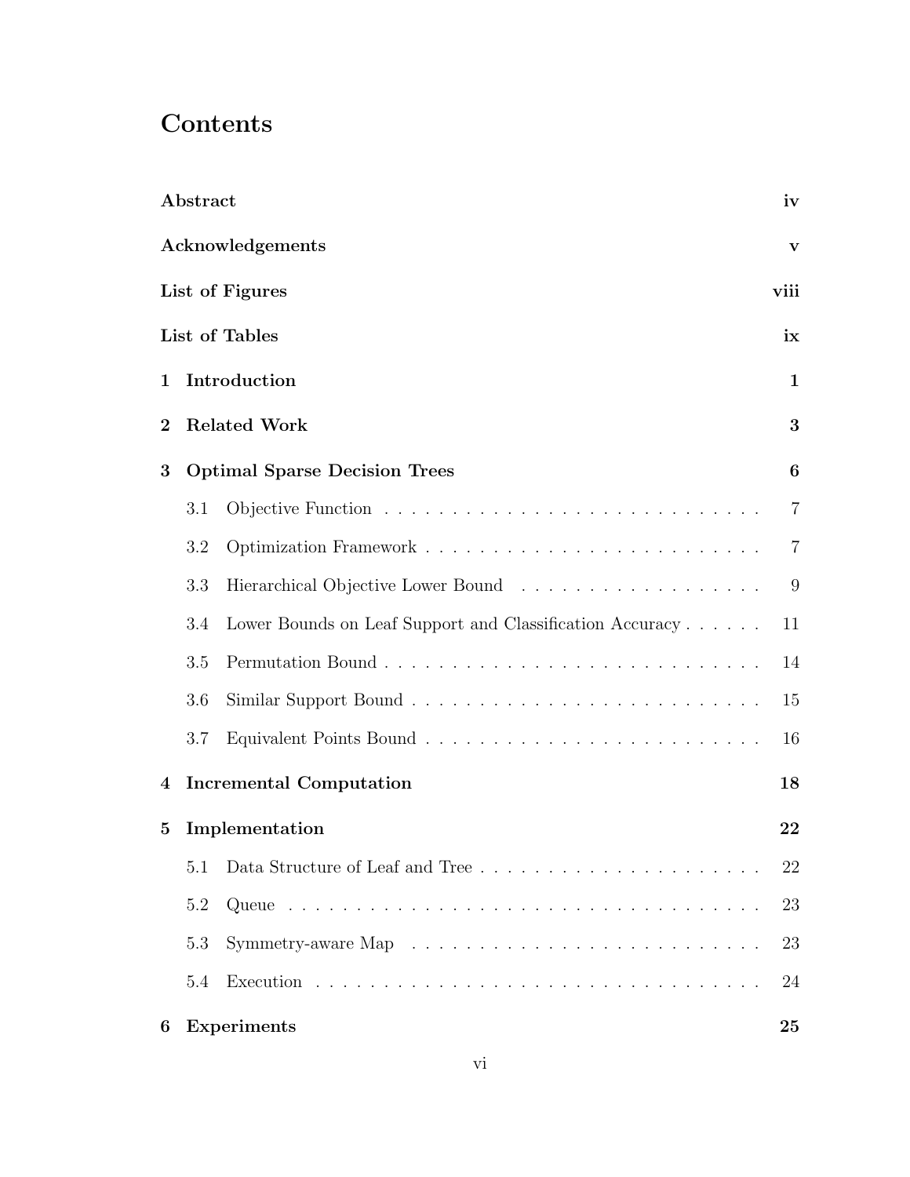# Contents

| | | |
|---|---|---|
| **Abstract** | | **iv** |
| **Acknowledgements** | | **v** |
| **List of Figures** | | **viii** |
| **List of Tables** | | **ix** |
| **1** | **Introduction** | **1** |
| **2** | **Related Work** | **3** |
| **3** | **Optimal Sparse Decision Trees** | **6** |
| 3.1 | Objective Function | 7 |
| 3.2 | Optimization Framework | 7 |
| 3.3 | Hierarchical Objective Lower Bound | 9 |
| 3.4 | Lower Bounds on Leaf Support and Classification Accuracy | 11 |
| 3.5 | Permutation Bound | 14 |
| 3.6 | Similar Support Bound | 15 |
| 3.7 | Equivalent Points Bound | 16 |
| **4** | **Incremental Computation** | **18** |
| **5** | **Implementation** | **22** |
| 5.1 | Data Structure of Leaf and Tree | 22 |
| 5.2 | Queue | 23 |
| 5.3 | Symmetry-aware Map | 23 |
| 5.4 | Execution | 24 |
| **6** | **Experiments** | **25** |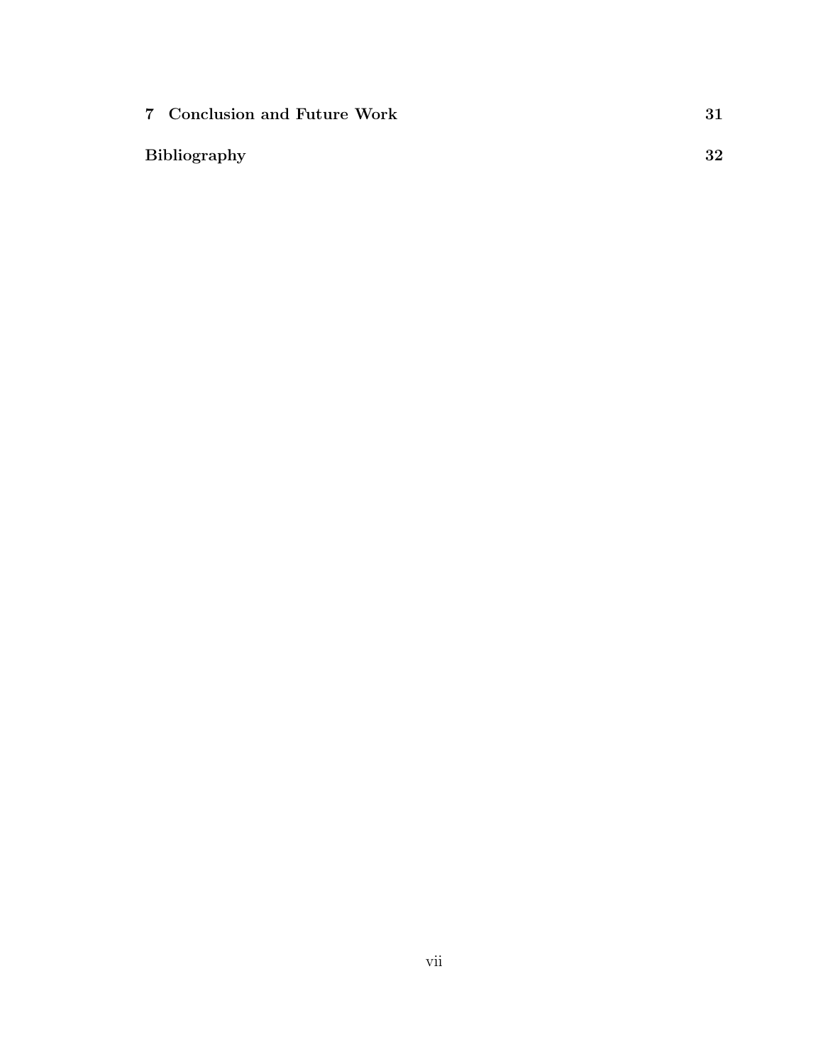**7 Conclusion and Future Work** 31

**Bibliography** 32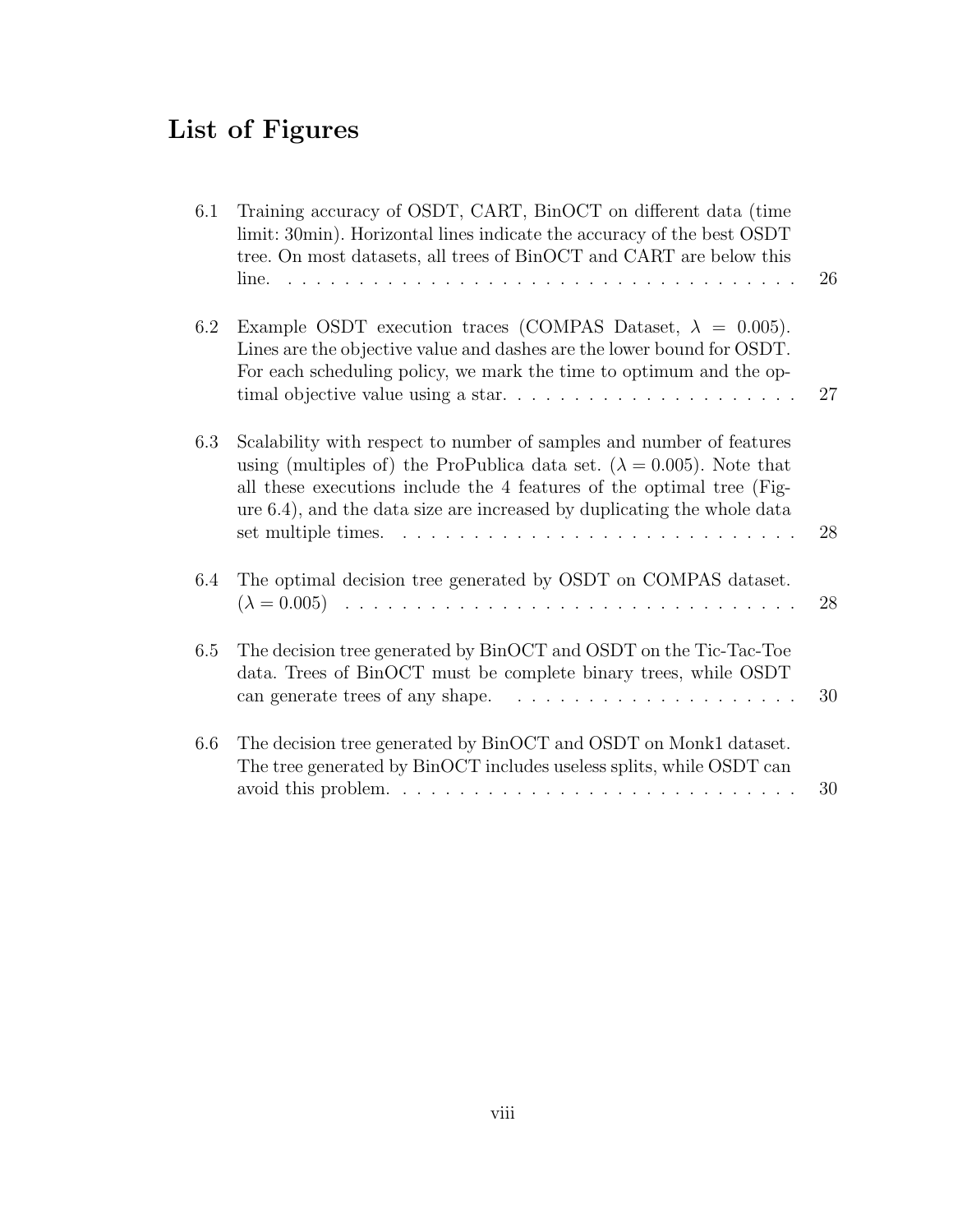# List of Figures

6.1 Training accuracy of OSDT, CART, BinOCT on different data (time limit: 30min). Horizontal lines indicate the accuracy of the best OSDT tree. On most datasets, all trees of BinOCT and CART are below this line. . . . . . . . . . . 26

6.2 Example OSDT execution traces (COMPAS Dataset, $\lambda = 0.005$). Lines are the objective value and dashes are the lower bound for OSDT. For each scheduling policy, we mark the time to optimum and the optimal objective value using a star. . . . . . . . . . . 27

6.3 Scalability with respect to number of samples and number of features using (multiples of) the ProPublica data set. ($\lambda = 0.005$). Note that all these executions include the 4 features of the optimal tree (Figure 6.4), and the data size are increased by duplicating the whole data set multiple times. . . . . . . . . . . 28

6.4 The optimal decision tree generated by OSDT on COMPAS dataset. ($\lambda = 0.005$) . . . . . . . . . . . 28

6.5 The decision tree generated by BinOCT and OSDT on the Tic-Tac-Toe data. Trees of BinOCT must be complete binary trees, while OSDT can generate trees of any shape. . . . . . . . . . . 30

6.6 The decision tree generated by BinOCT and OSDT on Monk1 dataset. The tree generated by BinOCT includes useless splits, while OSDT can avoid this problem. . . . . . . . . . . 30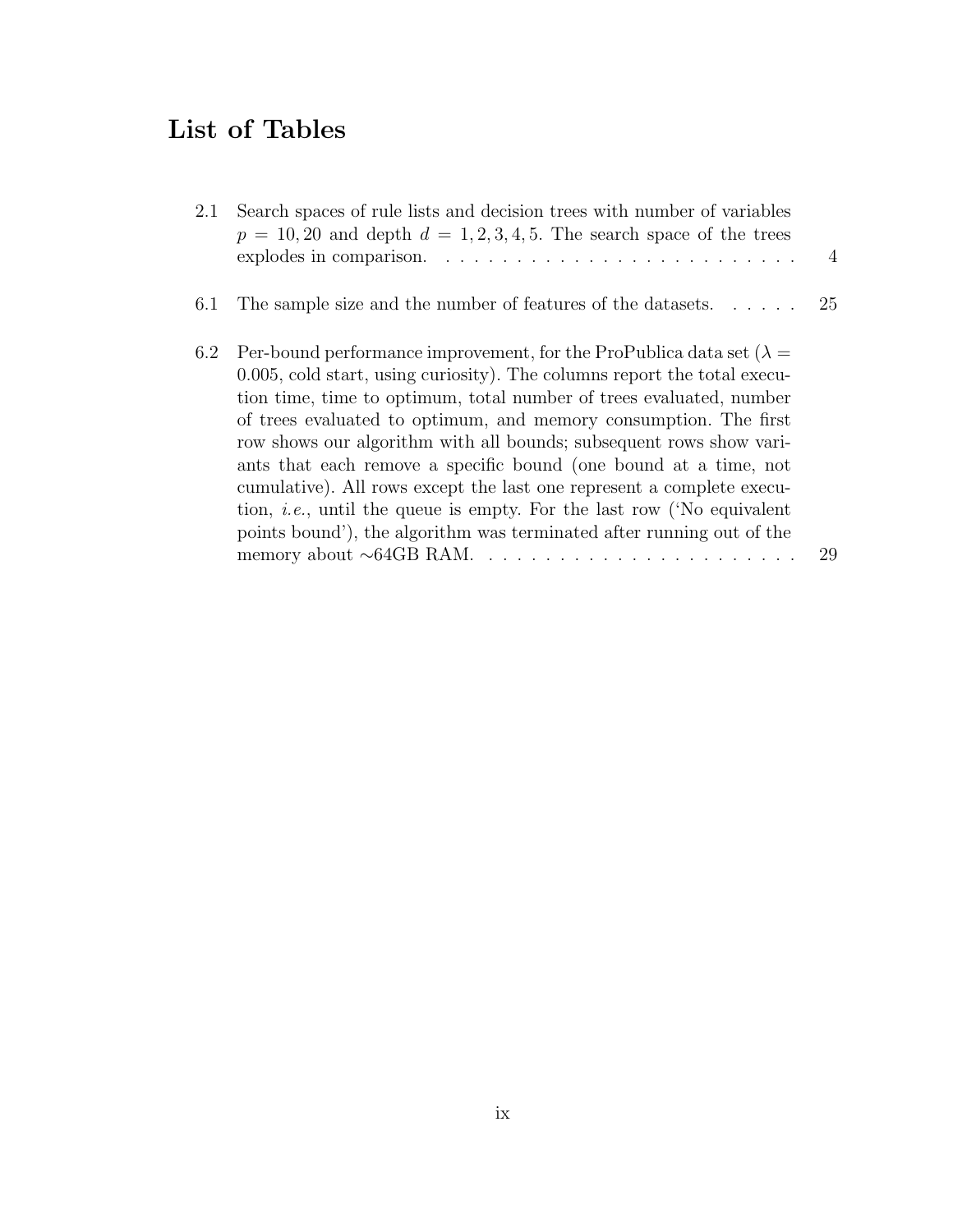# List of Tables

2.1 Search spaces of rule lists and decision trees with number of variables $p = 10, 20$ and depth $d = 1, 2, 3, 4, 5$. The search space of the trees explodes in comparison. . . . . . . . . . . . . . . . . . . . . . . . . . 4

6.1 The sample size and the number of features of the datasets. . . . . . 25

6.2 Per-bound performance improvement, for the ProPublica data set ($\lambda = 0.005$, cold start, using curiosity). The columns report the total execution time, time to optimum, total number of trees evaluated, number of trees evaluated to optimum, and memory consumption. The first row shows our algorithm with all bounds; subsequent rows show variants that each remove a specific bound (one bound at a time, not cumulative). All rows except the last one represent a complete execution, *i.e.*, until the queue is empty. For the last row ('No equivalent points bound'), the algorithm was terminated after running out of the memory about ∼64GB RAM. . . . . . . . . . . . . . . . . . . . . . . 29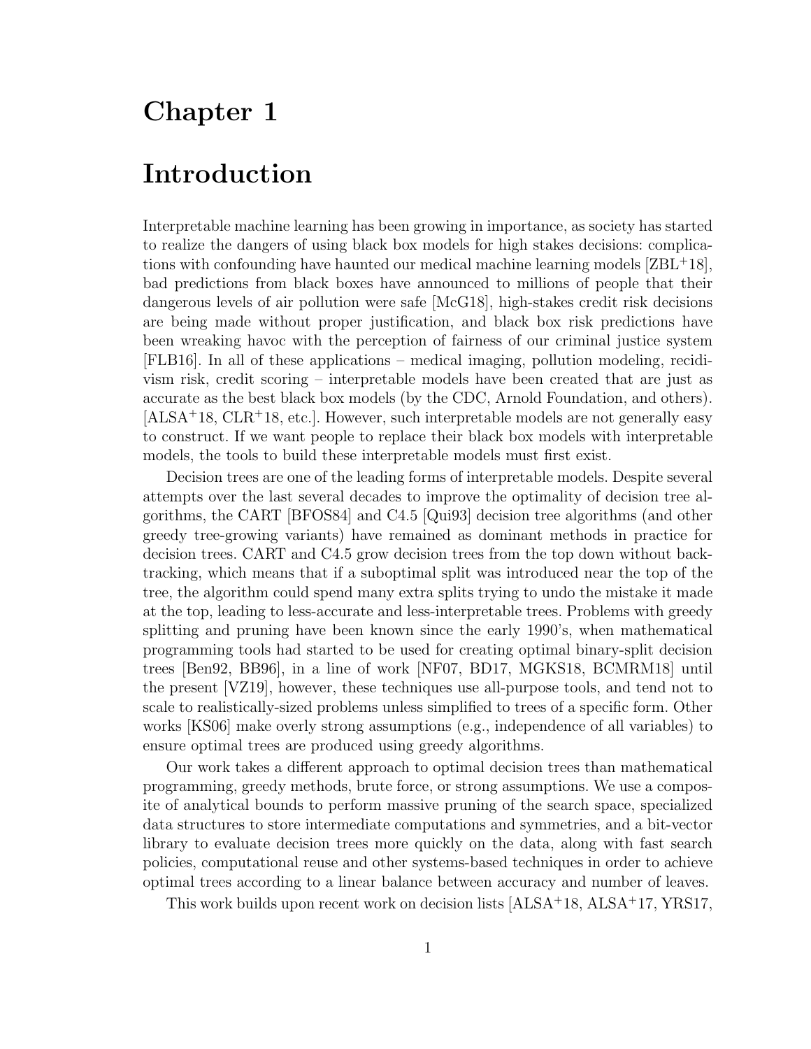# Chapter 1

# Introduction

Interpretable machine learning has been growing in importance, as society has started to realize the dangers of using black box models for high stakes decisions: complications with confounding have haunted our medical machine learning models [ZBL+18], bad predictions from black boxes have announced to millions of people that their dangerous levels of air pollution were safe [McG18], high-stakes credit risk decisions are being made without proper justification, and black box risk predictions have been wreaking havoc with the perception of fairness of our criminal justice system [FLB16]. In all of these applications – medical imaging, pollution modeling, recidivism risk, credit scoring – interpretable models have been created that are just as accurate as the best black box models (by the CDC, Arnold Foundation, and others). [ALSA+18, CLR+18, etc.]. However, such interpretable models are not generally easy to construct. If we want people to replace their black box models with interpretable models, the tools to build these interpretable models must first exist.

Decision trees are one of the leading forms of interpretable models. Despite several attempts over the last several decades to improve the optimality of decision tree algorithms, the CART [BFOS84] and C4.5 [Qui93] decision tree algorithms (and other greedy tree-growing variants) have remained as dominant methods in practice for decision trees. CART and C4.5 grow decision trees from the top down without backtracking, which means that if a suboptimal split was introduced near the top of the tree, the algorithm could spend many extra splits trying to undo the mistake it made at the top, leading to less-accurate and less-interpretable trees. Problems with greedy splitting and pruning have been known since the early 1990's, when mathematical programming tools had started to be used for creating optimal binary-split decision trees [Ben92, BB96], in a line of work [NF07, BD17, MGKS18, BCMRM18] until the present [VZ19], however, these techniques use all-purpose tools, and tend not to scale to realistically-sized problems unless simplified to trees of a specific form. Other works [KS06] make overly strong assumptions (e.g., independence of all variables) to ensure optimal trees are produced using greedy algorithms.

Our work takes a different approach to optimal decision trees than mathematical programming, greedy methods, brute force, or strong assumptions. We use a composite of analytical bounds to perform massive pruning of the search space, specialized data structures to store intermediate computations and symmetries, and a bit-vector library to evaluate decision trees more quickly on the data, along with fast search policies, computational reuse and other systems-based techniques in order to achieve optimal trees according to a linear balance between accuracy and number of leaves.

This work builds upon recent work on decision lists [ALSA+18, ALSA+17, YRS17,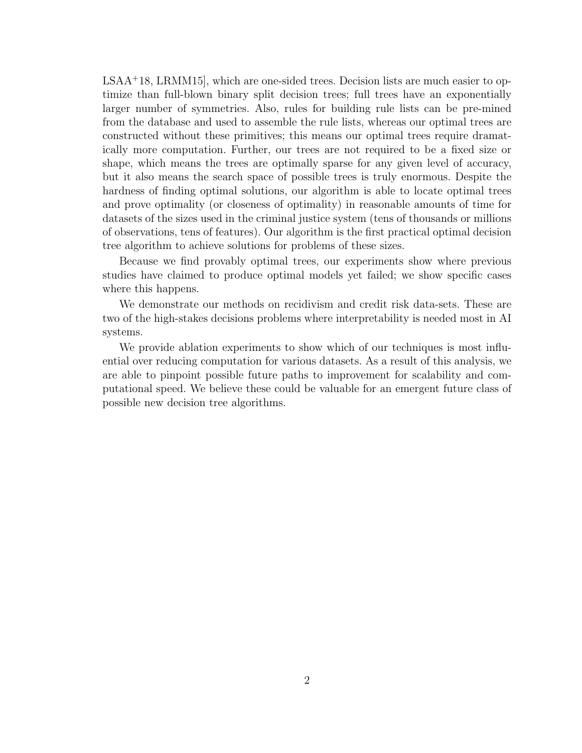LSAA+18, LRMM15], which are one-sided trees. Decision lists are much easier to optimize than full-blown binary split decision trees; full trees have an exponentially larger number of symmetries. Also, rules for building rule lists can be pre-mined from the database and used to assemble the rule lists, whereas our optimal trees are constructed without these primitives; this means our optimal trees require dramatically more computation. Further, our trees are not required to be a fixed size or shape, which means the trees are optimally sparse for any given level of accuracy, but it also means the search space of possible trees is truly enormous. Despite the hardness of finding optimal solutions, our algorithm is able to locate optimal trees and prove optimality (or closeness of optimality) in reasonable amounts of time for datasets of the sizes used in the criminal justice system (tens of thousands or millions of observations, tens of features). Our algorithm is the first practical optimal decision tree algorithm to achieve solutions for problems of these sizes.

Because we find provably optimal trees, our experiments show where previous studies have claimed to produce optimal models yet failed; we show specific cases where this happens.

We demonstrate our methods on recidivism and credit risk data-sets. These are two of the high-stakes decisions problems where interpretability is needed most in AI systems.

We provide ablation experiments to show which of our techniques is most influential over reducing computation for various datasets. As a result of this analysis, we are able to pinpoint possible future paths to improvement for scalability and computational speed. We believe these could be valuable for an emergent future class of possible new decision tree algorithms.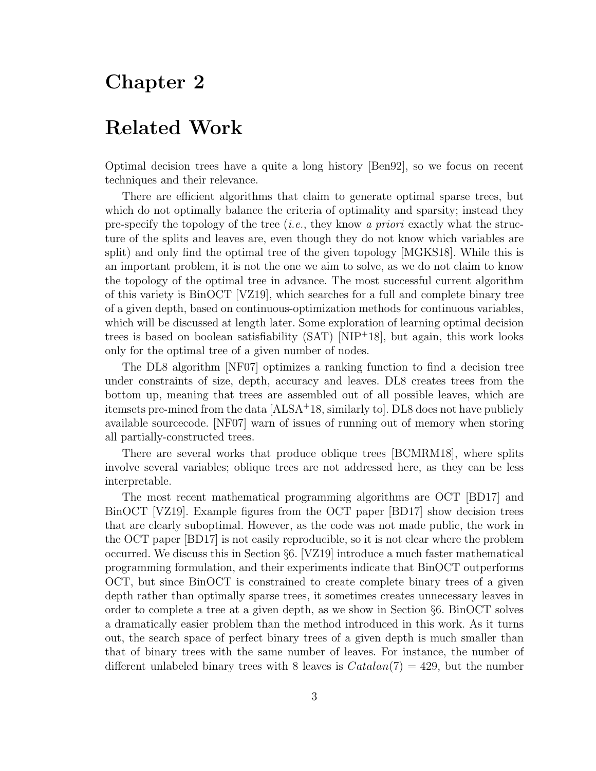# Chapter 2

# Related Work

Optimal decision trees have a quite a long history [Ben92], so we focus on recent techniques and their relevance.

There are efficient algorithms that claim to generate optimal sparse trees, but which do not optimally balance the criteria of optimality and sparsity; instead they pre-specify the topology of the tree (*i.e.*, they know *a priori* exactly what the structure of the splits and leaves are, even though they do not know which variables are split) and only find the optimal tree of the given topology [MGKS18]. While this is an important problem, it is not the one we aim to solve, as we do not claim to know the topology of the optimal tree in advance. The most successful current algorithm of this variety is BinOCT [VZ19], which searches for a full and complete binary tree of a given depth, based on continuous-optimization methods for continuous variables, which will be discussed at length later. Some exploration of learning optimal decision trees is based on boolean satisfiability (SAT) [NIP+18], but again, this work looks only for the optimal tree of a given number of nodes.

The DL8 algorithm [NF07] optimizes a ranking function to find a decision tree under constraints of size, depth, accuracy and leaves. DL8 creates trees from the bottom up, meaning that trees are assembled out of all possible leaves, which are itemsets pre-mined from the data [ALSA+18, similarly to]. DL8 does not have publicly available sourcecode. [NF07] warn of issues of running out of memory when storing all partially-constructed trees.

There are several works that produce oblique trees [BCMRM18], where splits involve several variables; oblique trees are not addressed here, as they can be less interpretable.

The most recent mathematical programming algorithms are OCT [BD17] and BinOCT [VZ19]. Example figures from the OCT paper [BD17] show decision trees that are clearly suboptimal. However, as the code was not made public, the work in the OCT paper [BD17] is not easily reproducible, so it is not clear where the problem occurred. We discuss this in Section §6. [VZ19] introduce a much faster mathematical programming formulation, and their experiments indicate that BinOCT outperforms OCT, but since BinOCT is constrained to create complete binary trees of a given depth rather than optimally sparse trees, it sometimes creates unnecessary leaves in order to complete a tree at a given depth, as we show in Section §6. BinOCT solves a dramatically easier problem than the method introduced in this work. As it turns out, the search space of perfect binary trees of a given depth is much smaller than that of binary trees with the same number of leaves. For instance, the number of different unlabeled binary trees with 8 leaves is $Catalan(7) = 429$, but the number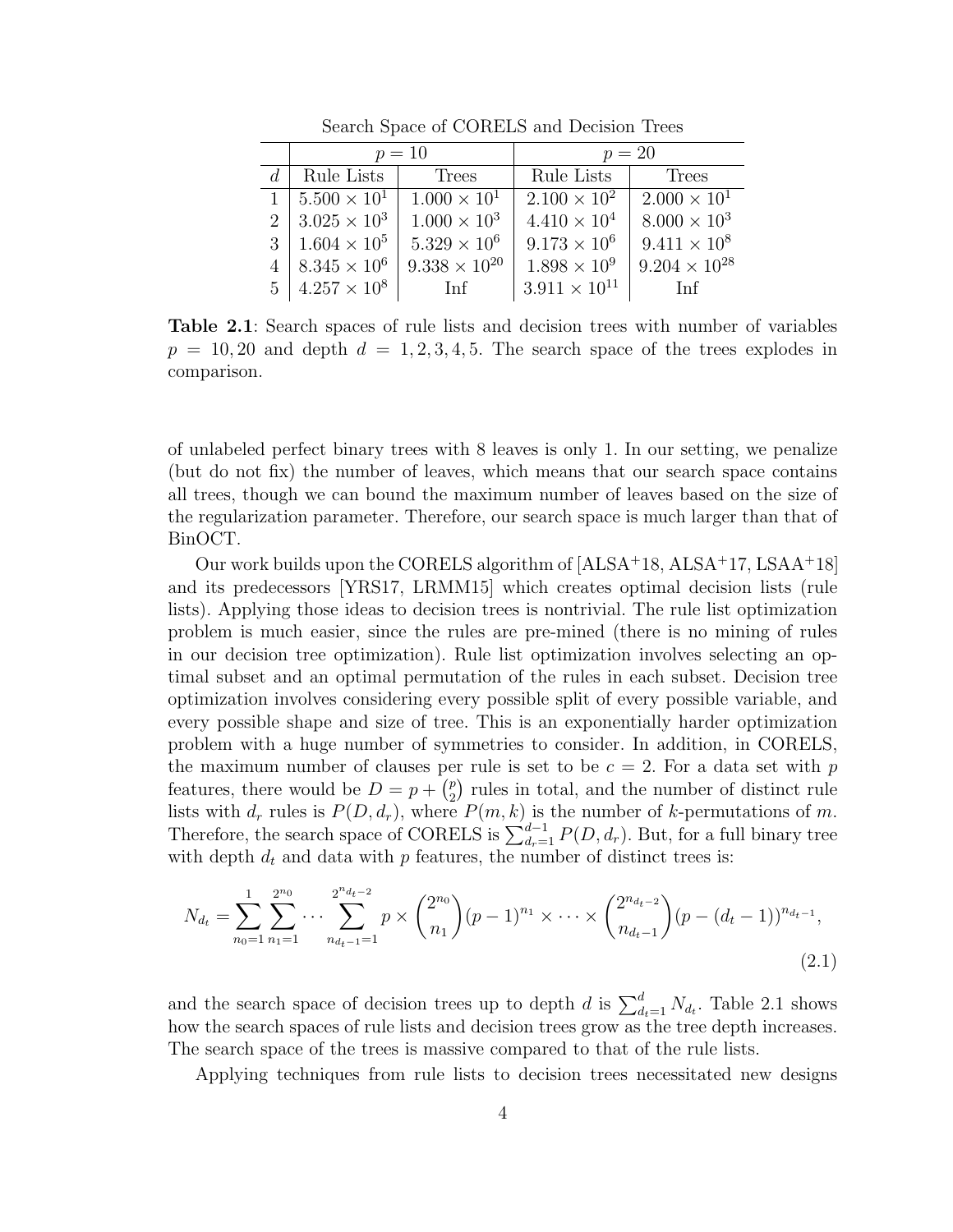Search Space of CORELS and Decision Trees

| | $p = 10$ | | $p = 20$ | |
|---|---|---|---|---|
| $d$ | Rule Lists | Trees | Rule Lists | Trees |
| 1 | $5.500 \times 10^1$ | $1.000 \times 10^1$ | $2.100 \times 10^2$ | $2.000 \times 10^1$ |
| 2 | $3.025 \times 10^3$ | $1.000 \times 10^3$ | $4.410 \times 10^4$ | $8.000 \times 10^3$ |
| 3 | $1.604 \times 10^5$ | $5.329 \times 10^6$ | $9.173 \times 10^6$ | $9.411 \times 10^8$ |
| 4 | $8.345 \times 10^6$ | $9.338 \times 10^{20}$ | $1.898 \times 10^9$ | $9.204 \times 10^{28}$ |
| 5 | $4.257 \times 10^8$ | Inf | $3.911 \times 10^{11}$ | Inf |

**Table 2.1**: Search spaces of rule lists and decision trees with number of variables $p = 10, 20$ and depth $d = 1, 2, 3, 4, 5$. The search space of the trees explodes in comparison.

of unlabeled perfect binary trees with 8 leaves is only 1. In our setting, we penalize (but do not fix) the number of leaves, which means that our search space contains all trees, though we can bound the maximum number of leaves based on the size of the regularization parameter. Therefore, our search space is much larger than that of BinOCT.

Our work builds upon the CORELS algorithm of [ALSA+18, ALSA+17, LSAA+18] and its predecessors [YRS17, LRMM15] which creates optimal decision lists (rule lists). Applying those ideas to decision trees is nontrivial. The rule list optimization problem is much easier, since the rules are pre-mined (there is no mining of rules in our decision tree optimization). Rule list optimization involves selecting an optimal subset and an optimal permutation of the rules in each subset. Decision tree optimization involves considering every possible split of every possible variable, and every possible shape and size of tree. This is an exponentially harder optimization problem with a huge number of symmetries to consider. In addition, in CORELS, the maximum number of clauses per rule is set to be $c = 2$. For a data set with $p$ features, there would be $D = p + \binom{p}{2}$ rules in total, and the number of distinct rule lists with $d_r$ rules is $P(D, d_r)$, where $P(m, k)$ is the number of $k$-permutations of $m$. Therefore, the search space of CORELS is $\sum_{d_r=1}^{d-1} P(D, d_r)$. But, for a full binary tree with depth $d_t$ and data with $p$ features, the number of distinct trees is:

$$N_{d_t} = \sum_{n_0=1}^{1} \sum_{n_1=1}^{2^{n_0}} \cdots \sum_{n_{d_t-1}=1}^{2^{n_{d_t-2}}} p \times \binom{2^{n_0}}{n_1} (p-1)^{n_1} \times \cdots \times \binom{2^{n_{d_t-2}}}{n_{d_t-1}} (p-(d_t-1))^{n_{d_t-1}}, \tag{2.1}$$

and the search space of decision trees up to depth $d$ is $\sum_{d_t=1}^{d} N_{d_t}$. Table 2.1 shows how the search spaces of rule lists and decision trees grow as the tree depth increases. The search space of the trees is massive compared to that of the rule lists.

Applying techniques from rule lists to decision trees necessitated new designs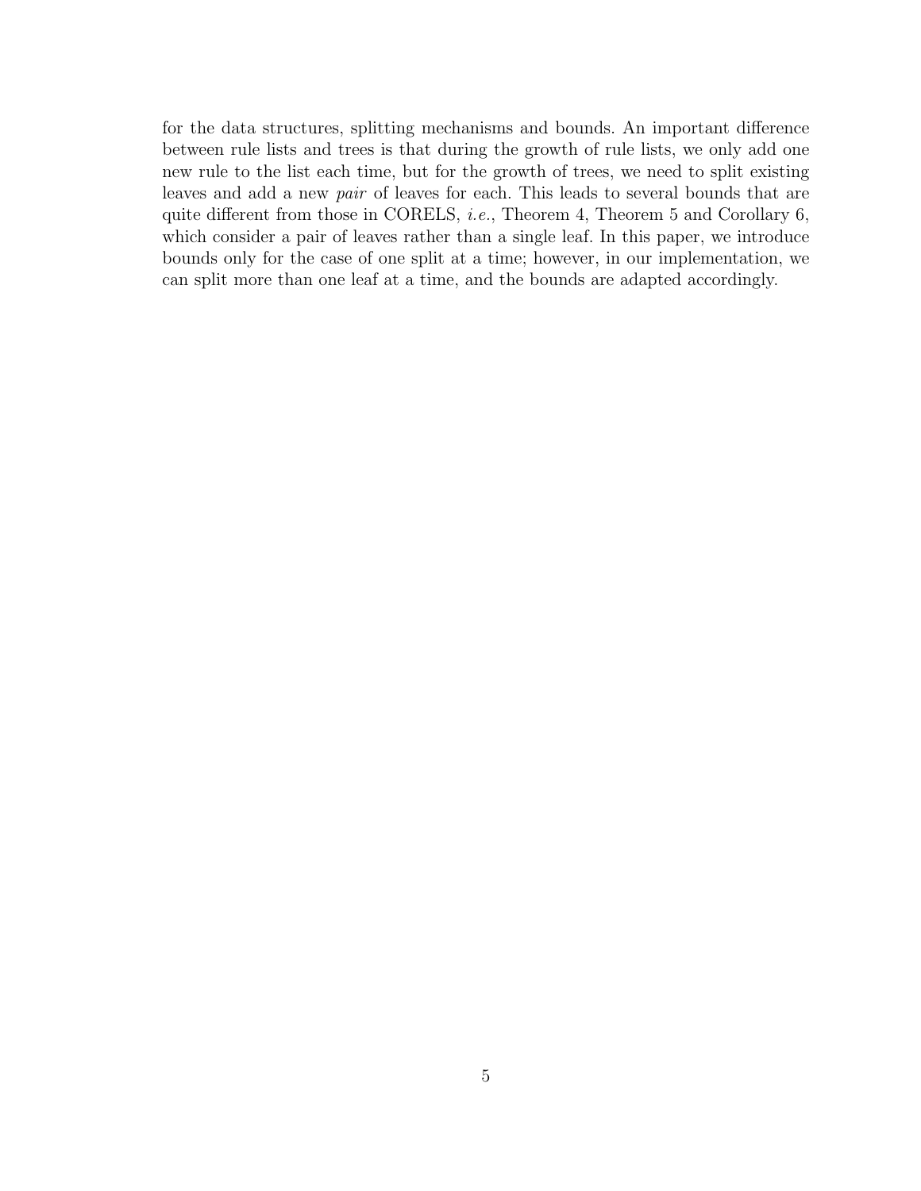for the data structures, splitting mechanisms and bounds. An important difference between rule lists and trees is that during the growth of rule lists, we only add one new rule to the list each time, but for the growth of trees, we need to split existing leaves and add a new *pair* of leaves for each. This leads to several bounds that are quite different from those in CORELS, *i.e.*, Theorem 4, Theorem 5 and Corollary 6, which consider a pair of leaves rather than a single leaf. In this paper, we introduce bounds only for the case of one split at a time; however, in our implementation, we can split more than one leaf at a time, and the bounds are adapted accordingly.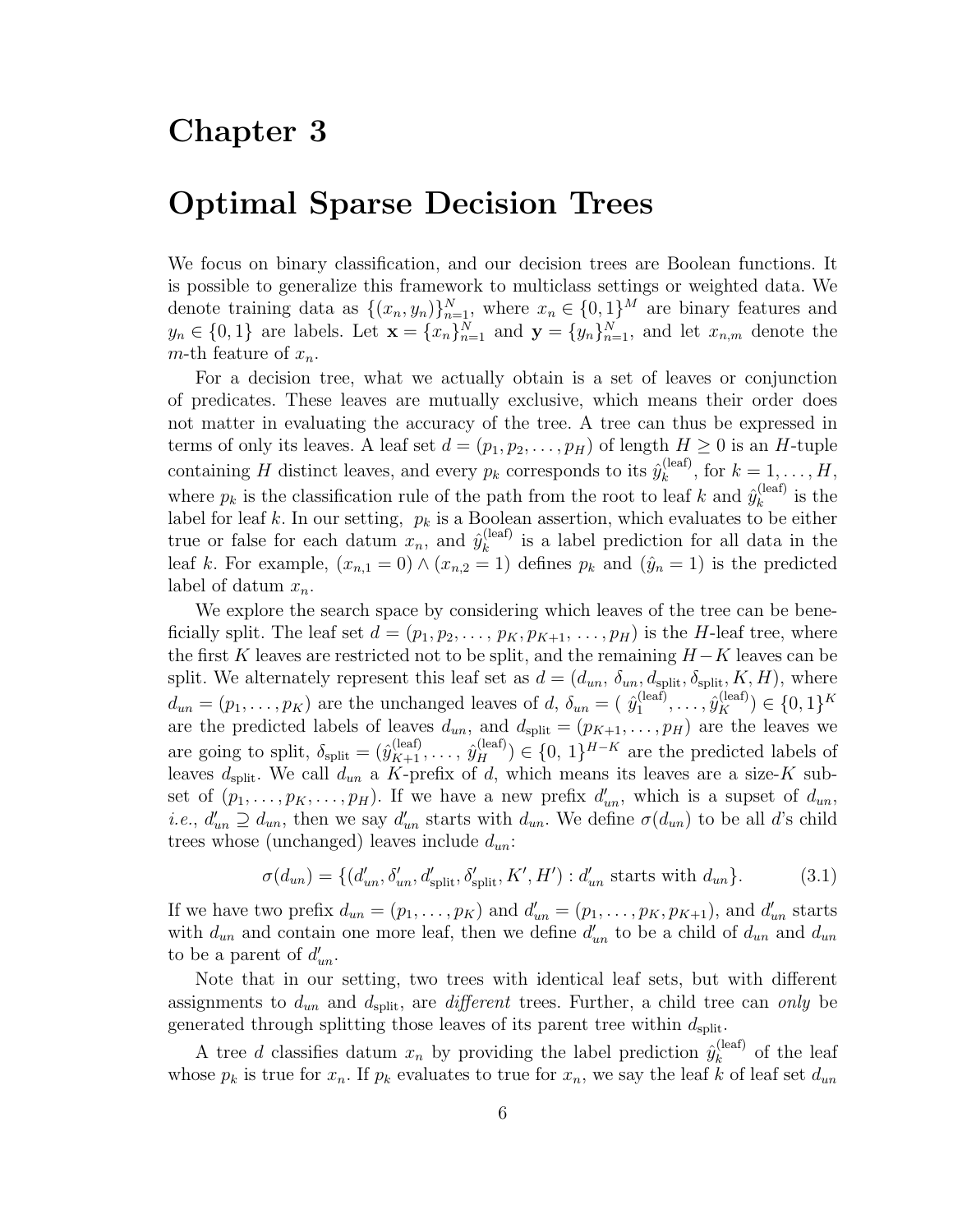# Chapter 3

# Optimal Sparse Decision Trees

We focus on binary classification, and our decision trees are Boolean functions. It is possible to generalize this framework to multiclass settings or weighted data. We denote training data as $\{(x_n, y_n)\}_{n=1}^N$, where $x_n \in \{0,1\}^M$ are binary features and $y_n \in \{0,1\}$ are labels. Let $\mathbf{x} = \{x_n\}_{n=1}^N$ and $\mathbf{y} = \{y_n\}_{n=1}^N$, and let $x_{n,m}$ denote the $m$-th feature of $x_n$.

For a decision tree, what we actually obtain is a set of leaves or conjunction of predicates. These leaves are mutually exclusive, which means their order does not matter in evaluating the accuracy of the tree. A tree can thus be expressed in terms of only its leaves. A leaf set $d = (p_1, p_2, \ldots, p_H)$ of length $H \geq 0$ is an $H$-tuple containing $H$ distinct leaves, and every $p_k$ corresponds to its $\hat{y}_k^{(\text{leaf})}$, for $k = 1, \ldots, H$, where $p_k$ is the classification rule of the path from the root to leaf $k$ and $\hat{y}_k^{(\text{leaf})}$ is the label for leaf $k$. In our setting, $p_k$ is a Boolean assertion, which evaluates to be either true or false for each datum $x_n$, and $\hat{y}_k^{(\text{leaf})}$ is a label prediction for all data in the leaf $k$. For example, $(x_{n,1} = 0) \wedge (x_{n,2} = 1)$ defines $p_k$ and $(\hat{y}_n = 1)$ is the predicted label of datum $x_n$.

We explore the search space by considering which leaves of the tree can be beneficially split. The leaf set $d = (p_1, p_2, \ldots, p_K, p_{K+1}, \ldots, p_H)$ is the $H$-leaf tree, where the first $K$ leaves are restricted not to be split, and the remaining $H-K$ leaves can be split. We alternately represent this leaf set as $d = (d_{un}, \delta_{un}, d_{\text{split}}, \delta_{\text{split}}, K, H)$, where $d_{un} = (p_1, \ldots, p_K)$ are the unchanged leaves of $d$, $\delta_{un} = (\hat{y}_1^{(\text{leaf})}, \ldots, \hat{y}_K^{(\text{leaf})}) \in \{0,1\}^K$ are the predicted labels of leaves $d_{un}$, and $d_{\text{split}} = (p_{K+1}, \ldots, p_H)$ are the leaves we are going to split, $\delta_{\text{split}} = (\hat{y}_{K+1}^{(\text{leaf})}, \ldots, \hat{y}_H^{(\text{leaf})}) \in \{0, 1\}^{H-K}$ are the predicted labels of leaves $d_{\text{split}}$. We call $d_{un}$ a $K$-prefix of $d$, which means its leaves are a size-$K$ subset of $(p_1, \ldots, p_K, \ldots, p_H)$. If we have a new prefix $d'_{un}$, which is a supset of $d_{un}$, *i.e.*, $d'_{un} \supseteq d_{un}$, then we say $d'_{un}$ starts with $d_{un}$. We define $\sigma(d_{un})$ to be all $d$'s child trees whose (unchanged) leaves include $d_{un}$:

$$\sigma(d_{un}) = \{(d'_{un}, \delta'_{un}, d'_{\text{split}}, \delta'_{\text{split}}, K', H') : d'_{un} \text{ starts with } d_{un}\}. \tag{3.1}$$

If we have two prefix $d_{un} = (p_1, \ldots, p_K)$ and $d'_{un} = (p_1, \ldots, p_K, p_{K+1})$, and $d'_{un}$ starts with $d_{un}$ and contain one more leaf, then we define $d'_{un}$ to be a child of $d_{un}$ and $d_{un}$ to be a parent of $d'_{un}$.

Note that in our setting, two trees with identical leaf sets, but with different assignments to $d_{un}$ and $d_{\text{split}}$, are *different* trees. Further, a child tree can *only* be generated through splitting those leaves of its parent tree within $d_{\text{split}}$.

A tree $d$ classifies datum $x_n$ by providing the label prediction $\hat{y}_k^{(\text{leaf})}$ of the leaf whose $p_k$ is true for $x_n$. If $p_k$ evaluates to true for $x_n$, we say the leaf $k$ of leaf set $d_{un}$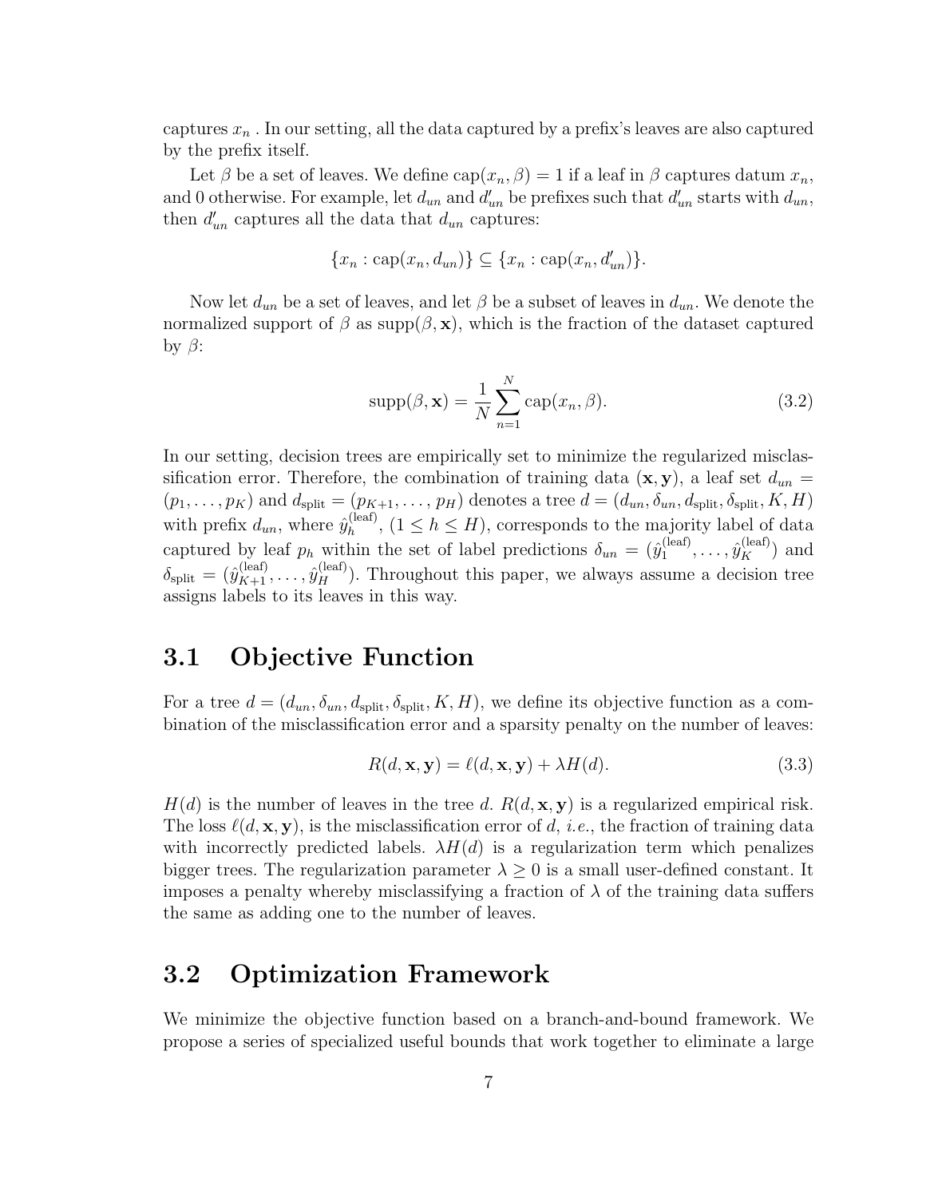captures $x_n$ . In our setting, all the data captured by a prefix's leaves are also captured by the prefix itself.

Let $\beta$ be a set of leaves. We define $\text{cap}(x_n, \beta) = 1$ if a leaf in $\beta$ captures datum $x_n$, and 0 otherwise. For example, let $d_{un}$ and $d'_{un}$ be prefixes such that $d'_{un}$ starts with $d_{un}$, then $d'_{un}$ captures all the data that $d_{un}$ captures:

$$\{x_n : \text{cap}(x_n, d_{un})\} \subseteq \{x_n : \text{cap}(x_n, d'_{un})\}.$$

Now let $d_{un}$ be a set of leaves, and let $\beta$ be a subset of leaves in $d_{un}$. We denote the normalized support of $\beta$ as $\text{supp}(\beta, \mathbf{x})$, which is the fraction of the dataset captured by $\beta$:

$$\text{supp}(\beta, \mathbf{x}) = \frac{1}{N} \sum_{n=1}^{N} \text{cap}(x_n, \beta). \tag{3.2}$$

In our setting, decision trees are empirically set to minimize the regularized misclassification error. Therefore, the combination of training data $(\mathbf{x}, \mathbf{y})$, a leaf set $d_{un} = (p_1, \ldots, p_K)$ and $d_{\text{split}} = (p_{K+1}, \ldots, p_H)$ denotes a tree $d = (d_{un}, \delta_{un}, d_{\text{split}}, \delta_{\text{split}}, K, H)$ with prefix $d_{un}$, where $\hat{y}_h^{(\text{leaf})}$, $(1 \leq h \leq H)$, corresponds to the majority label of data captured by leaf $p_h$ within the set of label predictions $\delta_{un} = (\hat{y}_1^{(\text{leaf})}, \ldots, \hat{y}_K^{(\text{leaf})})$ and $\delta_{\text{split}} = (\hat{y}_{K+1}^{(\text{leaf})}, \ldots, \hat{y}_H^{(\text{leaf})})$. Throughout this paper, we always assume a decision tree assigns labels to its leaves in this way.

## 3.1 Objective Function

For a tree $d = (d_{un}, \delta_{un}, d_{\text{split}}, \delta_{\text{split}}, K, H)$, we define its objective function as a combination of the misclassification error and a sparsity penalty on the number of leaves:

$$R(d, \mathbf{x}, \mathbf{y}) = \ell(d, \mathbf{x}, \mathbf{y}) + \lambda H(d). \tag{3.3}$$

$H(d)$ is the number of leaves in the tree $d$. $R(d, \mathbf{x}, \mathbf{y})$ is a regularized empirical risk. The loss $\ell(d, \mathbf{x}, \mathbf{y})$, is the misclassification error of $d$, *i.e.*, the fraction of training data with incorrectly predicted labels. $\lambda H(d)$ is a regularization term which penalizes bigger trees. The regularization parameter $\lambda \geq 0$ is a small user-defined constant. It imposes a penalty whereby misclassifying a fraction of $\lambda$ of the training data suffers the same as adding one to the number of leaves.

## 3.2 Optimization Framework

We minimize the objective function based on a branch-and-bound framework. We propose a series of specialized useful bounds that work together to eliminate a large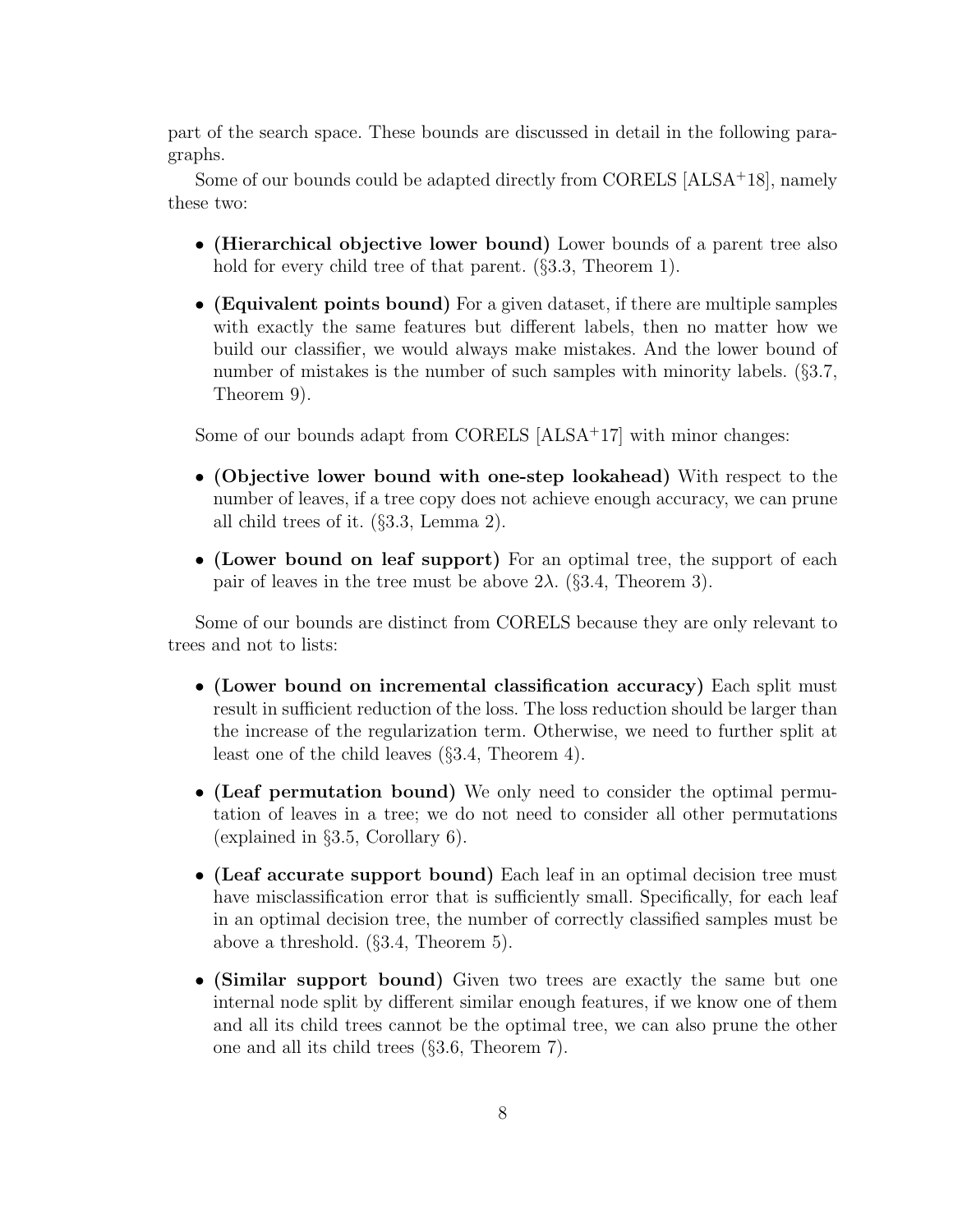part of the search space. These bounds are discussed in detail in the following paragraphs.

Some of our bounds could be adapted directly from CORELS [ALSA+18], namely these two:

- **(Hierarchical objective lower bound)** Lower bounds of a parent tree also hold for every child tree of that parent. (§3.3, Theorem 1).
- **(Equivalent points bound)** For a given dataset, if there are multiple samples with exactly the same features but different labels, then no matter how we build our classifier, we would always make mistakes. And the lower bound of number of mistakes is the number of such samples with minority labels. (§3.7, Theorem 9).

Some of our bounds adapt from CORELS [ALSA+17] with minor changes:

- **(Objective lower bound with one-step lookahead)** With respect to the number of leaves, if a tree copy does not achieve enough accuracy, we can prune all child trees of it. (§3.3, Lemma 2).
- **(Lower bound on leaf support)** For an optimal tree, the support of each pair of leaves in the tree must be above $2\lambda$. (§3.4, Theorem 3).

Some of our bounds are distinct from CORELS because they are only relevant to trees and not to lists:

- **(Lower bound on incremental classification accuracy)** Each split must result in sufficient reduction of the loss. The loss reduction should be larger than the increase of the regularization term. Otherwise, we need to further split at least one of the child leaves (§3.4, Theorem 4).
- **(Leaf permutation bound)** We only need to consider the optimal permutation of leaves in a tree; we do not need to consider all other permutations (explained in §3.5, Corollary 6).
- **(Leaf accurate support bound)** Each leaf in an optimal decision tree must have misclassification error that is sufficiently small. Specifically, for each leaf in an optimal decision tree, the number of correctly classified samples must be above a threshold. (§3.4, Theorem 5).
- **(Similar support bound)** Given two trees are exactly the same but one internal node split by different similar enough features, if we know one of them and all its child trees cannot be the optimal tree, we can also prune the other one and all its child trees (§3.6, Theorem 7).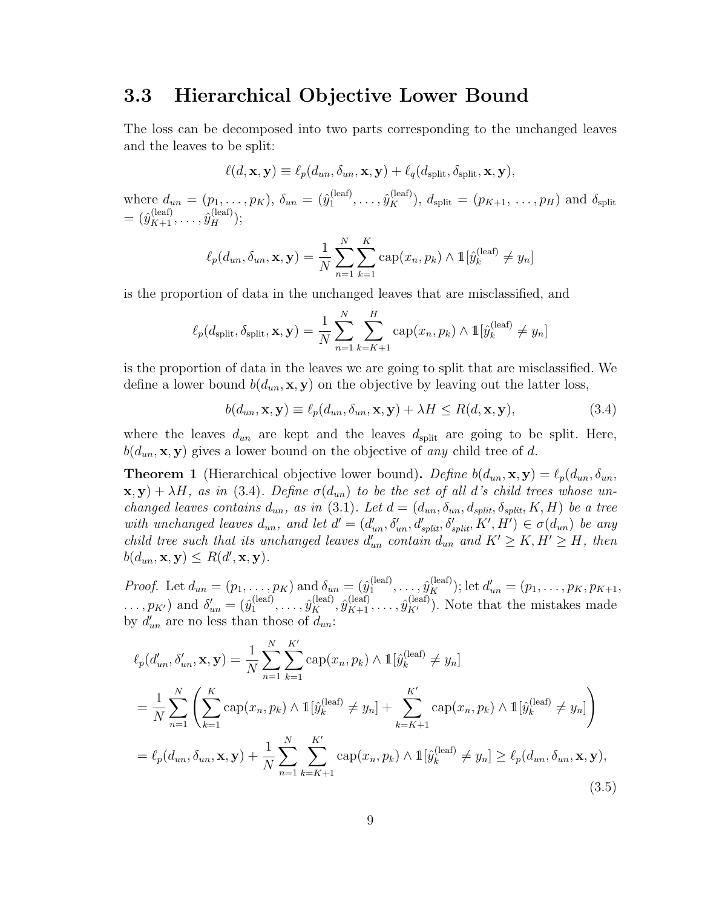## 3.3 Hierarchical Objective Lower Bound

The loss can be decomposed into two parts corresponding to the unchanged leaves and the leaves to be split:

$$\ell(d, \mathbf{x}, \mathbf{y}) \equiv \ell_p(d_{un}, \delta_{un}, \mathbf{x}, \mathbf{y}) + \ell_q(d_{\text{split}}, \delta_{\text{split}}, \mathbf{x}, \mathbf{y}),$$

where $d_{un} = (p_1, \ldots, p_K)$, $\delta_{un} = (\hat{y}_1^{(\text{leaf})}, \ldots, \hat{y}_K^{(\text{leaf})})$, $d_{\text{split}} = (p_{K+1}, \ldots, p_H)$ and $\delta_{\text{split}} = (\hat{y}_{K+1}^{(\text{leaf})}, \ldots, \hat{y}_H^{(\text{leaf})})$;

$$\ell_p(d_{un}, \delta_{un}, \mathbf{x}, \mathbf{y}) = \frac{1}{N} \sum_{n=1}^{N} \sum_{k=1}^{K} \text{cap}(x_n, p_k) \wedge \mathbb{1}[\hat{y}_k^{(\text{leaf})} \neq y_n]$$

is the proportion of data in the unchanged leaves that are misclassified, and

$$\ell_p(d_{\text{split}}, \delta_{\text{split}}, \mathbf{x}, \mathbf{y}) = \frac{1}{N} \sum_{n=1}^{N} \sum_{k=K+1}^{H} \text{cap}(x_n, p_k) \wedge \mathbb{1}[\hat{y}_k^{(\text{leaf})} \neq y_n]$$

is the proportion of data in the leaves we are going to split that are misclassified. We define a lower bound $b(d_{un}, \mathbf{x}, \mathbf{y})$ on the objective by leaving out the latter loss,

$$b(d_{un}, \mathbf{x}, \mathbf{y}) \equiv \ell_p(d_{un}, \delta_{un}, \mathbf{x}, \mathbf{y}) + \lambda H \leq R(d, \mathbf{x}, \mathbf{y}), \tag{3.4}$$

where the leaves $d_{un}$ are kept and the leaves $d_{\text{split}}$ are going to be split. Here, $b(d_{un}, \mathbf{x}, \mathbf{y})$ gives a lower bound on the objective of *any* child tree of $d$.

**Theorem 1** (Hierarchical objective lower bound)**.** *Define $b(d_{un}, \mathbf{x}, \mathbf{y}) = \ell_p(d_{un}, \delta_{un}, \mathbf{x}, \mathbf{y}) + \lambda H$, as in (3.4). Define $\sigma(d_{un})$ to be the set of all $d$'s child trees whose unchanged leaves contains $d_{un}$, as in (3.1). Let $d = (d_{un}, \delta_{un}, d_{split}, \delta_{split}, K, H)$ be a tree with unchanged leaves $d_{un}$, and let $d' = (d'_{un}, \delta'_{un}, d'_{split}, \delta'_{split}, K', H') \in \sigma(d_{un})$ be any child tree such that its unchanged leaves $d'_{un}$ contain $d_{un}$ and $K' \geq K, H' \geq H$, then $b(d_{un}, \mathbf{x}, \mathbf{y}) \leq R(d', \mathbf{x}, \mathbf{y})$.*

*Proof.* Let $d_{un} = (p_1, \ldots, p_K)$ and $\delta_{un} = (\hat{y}_1^{(\text{leaf})}, \ldots, \hat{y}_K^{(\text{leaf})})$; let $d'_{un} = (p_1, \ldots, p_K, p_{K+1}, \ldots, p_{K'})$ and $\delta'_{un} = (\hat{y}_1^{(\text{leaf})}, \ldots, \hat{y}_K^{(\text{leaf})}, \hat{y}_{K+1}^{(\text{leaf})}, \ldots, \hat{y}_{K'}^{(\text{leaf})})$. Note that the mistakes made by $d'_{un}$ are no less than those of $d_{un}$:

$$\begin{aligned}
\ell_p(d'_{un}, \delta'_{un}, \mathbf{x}, \mathbf{y}) &= \frac{1}{N} \sum_{n=1}^{N} \sum_{k=1}^{K'} \text{cap}(x_n, p_k) \wedge \mathbb{1}[\hat{y}_k^{(\text{leaf})} \neq y_n] \\
&= \frac{1}{N} \sum_{n=1}^{N} \left( \sum_{k=1}^{K} \text{cap}(x_n, p_k) \wedge \mathbb{1}[\hat{y}_k^{(\text{leaf})} \neq y_n] + \sum_{k=K+1}^{K'} \text{cap}(x_n, p_k) \wedge \mathbb{1}[\hat{y}_k^{(\text{leaf})} \neq y_n] \right) \\
&= \ell_p(d_{un}, \delta_{un}, \mathbf{x}, \mathbf{y}) + \frac{1}{N} \sum_{n=1}^{N} \sum_{k=K+1}^{K'} \text{cap}(x_n, p_k) \wedge \mathbb{1}[\hat{y}_k^{(\text{leaf})} \neq y_n] \geq \ell_p(d_{un}, \delta_{un}, \mathbf{x}, \mathbf{y}),
\end{aligned} \tag{3.5}$$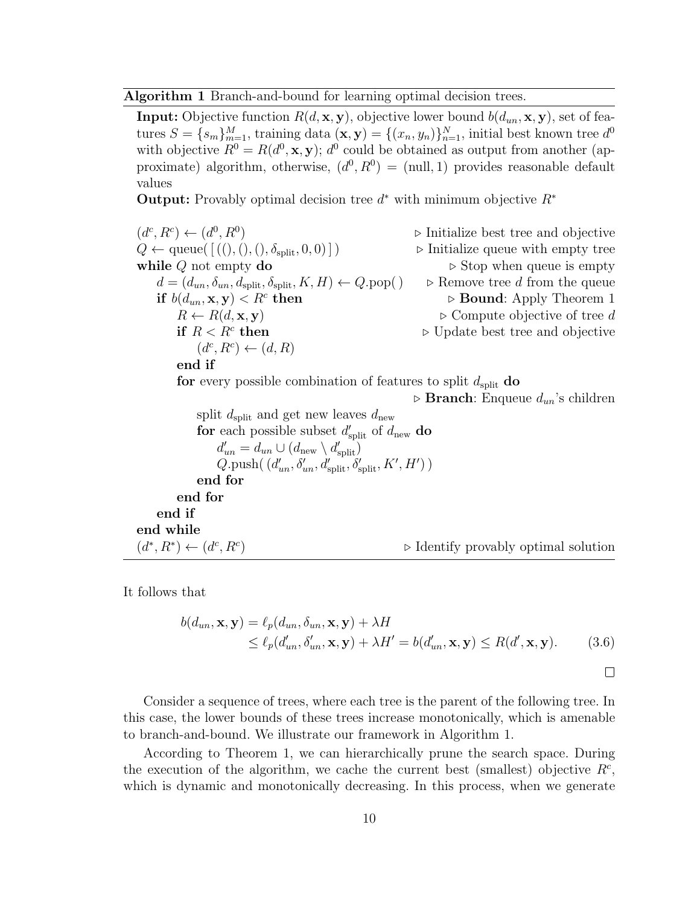**Algorithm 1** Branch-and-bound for learning optimal decision trees.

**Input:** Objective function $R(d, \mathbf{x}, \mathbf{y})$, objective lower bound $b(d_{un}, \mathbf{x}, \mathbf{y})$, set of features $S = \{s_m\}_{m=1}^{M}$, training data $(\mathbf{x}, \mathbf{y}) = \{(x_n, y_n)\}_{n=1}^{N}$, initial best known tree $d^0$ with objective $R^0 = R(d^0, \mathbf{x}, \mathbf{y})$; $d^0$ could be obtained as output from another (approximate) algorithm, otherwise, $(d^0, R^0) = (\text{null}, 1)$ provides reasonable default values

**Output:** Provably optimal decision tree $d^*$ with minimum objective $R^*$

```
(d^c, R^c) ← (d^0, R^0)                                   ▷ Initialize best tree and objective
Q ← queue( [ ((), (), (), δ_split, 0, 0) ] )              ▷ Initialize queue with empty tree
while Q not empty do                                      ▷ Stop when queue is empty
    d = (d_un, δ_un, d_split, δ_split, K, H) ← Q.pop( )   ▷ Remove tree d from the queue
    if b(d_un, x, y) < R^c then                           ▷ Bound: Apply Theorem 1
        R ← R(d, x, y)                                    ▷ Compute objective of tree d
        if R < R^c then                                   ▷ Update best tree and objective
            (d^c, R^c) ← (d, R)
        end if
        for every possible combination of features to split d_split do
                                                          ▷ Branch: Enqueue d_un's children
            split d_split and get new leaves d_new
            for each possible subset d'_split of d_new do
                d'_un = d_un ∪ (d_new \ d'_split)
                Q.push( (d'_un, δ'_un, d'_split, δ'_split, K', H') )
            end for
        end for
    end if
end while
(d^*, R^*) ← (d^c, R^c)                                   ▷ Identify provably optimal solution
```

It follows that

$$
\begin{aligned}
b(d_{un}, \mathbf{x}, \mathbf{y}) &= \ell_p(d_{un}, \delta_{un}, \mathbf{x}, \mathbf{y}) + \lambda H \\
&\leq \ell_p(d'_{un}, \delta'_{un}, \mathbf{x}, \mathbf{y}) + \lambda H' = b(d'_{un}, \mathbf{x}, \mathbf{y}) \leq R(d', \mathbf{x}, \mathbf{y}). \qquad (3.6)
\end{aligned}
$$

□

Consider a sequence of trees, where each tree is the parent of the following tree. In this case, the lower bounds of these trees increase monotonically, which is amenable to branch-and-bound. We illustrate our framework in Algorithm 1.

According to Theorem 1, we can hierarchically prune the search space. During the execution of the algorithm, we cache the current best (smallest) objective $R^c$, which is dynamic and monotonically decreasing. In this process, when we generate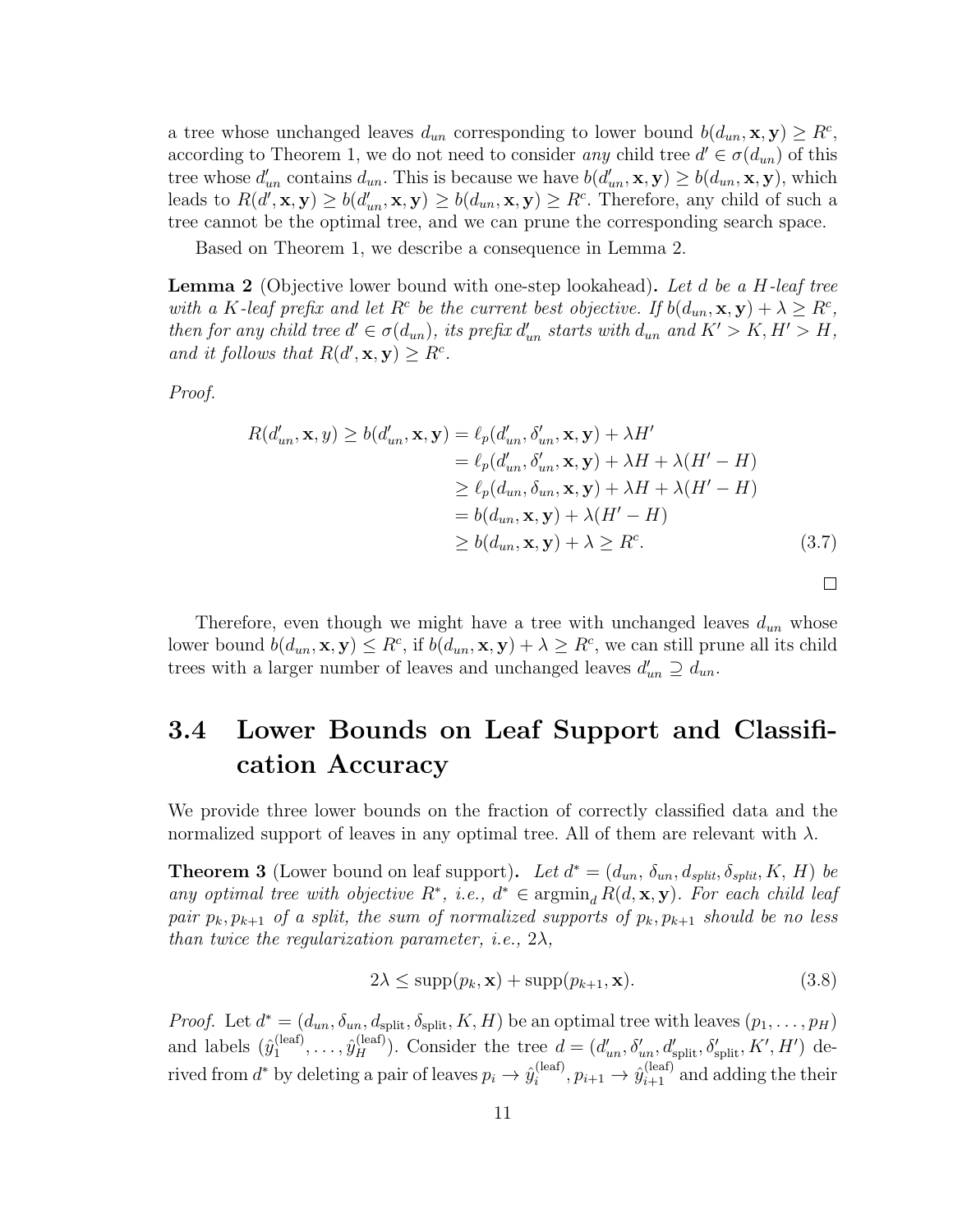a tree whose unchanged leaves $d_{un}$ corresponding to lower bound $b(d_{un}, \mathbf{x}, \mathbf{y}) \geq R^c$, according to Theorem 1, we do not need to consider *any* child tree $d' \in \sigma(d_{un})$ of this tree whose $d'_{un}$ contains $d_{un}$. This is because we have $b(d'_{un}, \mathbf{x}, \mathbf{y}) \geq b(d_{un}, \mathbf{x}, \mathbf{y})$, which leads to $R(d', \mathbf{x}, \mathbf{y}) \geq b(d'_{un}, \mathbf{x}, \mathbf{y}) \geq b(d_{un}, \mathbf{x}, \mathbf{y}) \geq R^c$. Therefore, any child of such a tree cannot be the optimal tree, and we can prune the corresponding search space.

Based on Theorem 1, we describe a consequence in Lemma 2.

**Lemma 2** (Objective lower bound with one-step lookahead)**.** *Let $d$ be a $H$-leaf tree with a $K$-leaf prefix and let $R^c$ be the current best objective. If $b(d_{un}, \mathbf{x}, \mathbf{y}) + \lambda \geq R^c$, then for any child tree $d' \in \sigma(d_{un})$, its prefix $d'_{un}$ starts with $d_{un}$ and $K' > K, H' > H$, and it follows that $R(d', \mathbf{x}, \mathbf{y}) \geq R^c$.*

*Proof.*

$$
\begin{aligned}
R(d'_{un}, \mathbf{x}, y) \geq b(d'_{un}, \mathbf{x}, \mathbf{y}) &= \ell_p(d'_{un}, \delta'_{un}, \mathbf{x}, \mathbf{y}) + \lambda H' \\
&= \ell_p(d'_{un}, \delta'_{un}, \mathbf{x}, \mathbf{y}) + \lambda H + \lambda(H' - H) \\
&\geq \ell_p(d_{un}, \delta_{un}, \mathbf{x}, \mathbf{y}) + \lambda H + \lambda(H' - H) \\
&= b(d_{un}, \mathbf{x}, \mathbf{y}) + \lambda(H' - H) \\
&\geq b(d_{un}, \mathbf{x}, \mathbf{y}) + \lambda \geq R^c. 
\end{aligned} \tag{3.7}
$$

□

Therefore, even though we might have a tree with unchanged leaves $d_{un}$ whose lower bound $b(d_{un}, \mathbf{x}, \mathbf{y}) \leq R^c$, if $b(d_{un}, \mathbf{x}, \mathbf{y}) + \lambda \geq R^c$, we can still prune all its child trees with a larger number of leaves and unchanged leaves $d'_{un} \supseteq d_{un}$.

## 3.4 Lower Bounds on Leaf Support and Classification Accuracy

We provide three lower bounds on the fraction of correctly classified data and the normalized support of leaves in any optimal tree. All of them are relevant with $\lambda$.

**Theorem 3** (Lower bound on leaf support)**.** *Let $d^* = (d_{un}, \delta_{un}, d_{split}, \delta_{split}, K, H)$ be any optimal tree with objective $R^*$, i.e., $d^* \in \operatorname{argmin}_d R(d, \mathbf{x}, \mathbf{y})$. For each child leaf pair $p_k, p_{k+1}$ of a split, the sum of normalized supports of $p_k, p_{k+1}$ should be no less than twice the regularization parameter, i.e., $2\lambda$,*

$$
2\lambda \leq \operatorname{supp}(p_k, \mathbf{x}) + \operatorname{supp}(p_{k+1}, \mathbf{x}). \tag{3.8}
$$

*Proof.* Let $d^* = (d_{un}, \delta_{un}, d_{\text{split}}, \delta_{\text{split}}, K, H)$ be an optimal tree with leaves $(p_1, \dots, p_H)$ and labels $(\hat{y}_1^{(\text{leaf})}, \dots, \hat{y}_H^{(\text{leaf})})$. Consider the tree $d = (d'_{un}, \delta'_{un}, d'_{\text{split}}, \delta'_{\text{split}}, K', H')$ derived from $d^*$ by deleting a pair of leaves $p_i \to \hat{y}_i^{(\text{leaf})}, p_{i+1} \to \hat{y}_{i+1}^{(\text{leaf})}$ and adding the their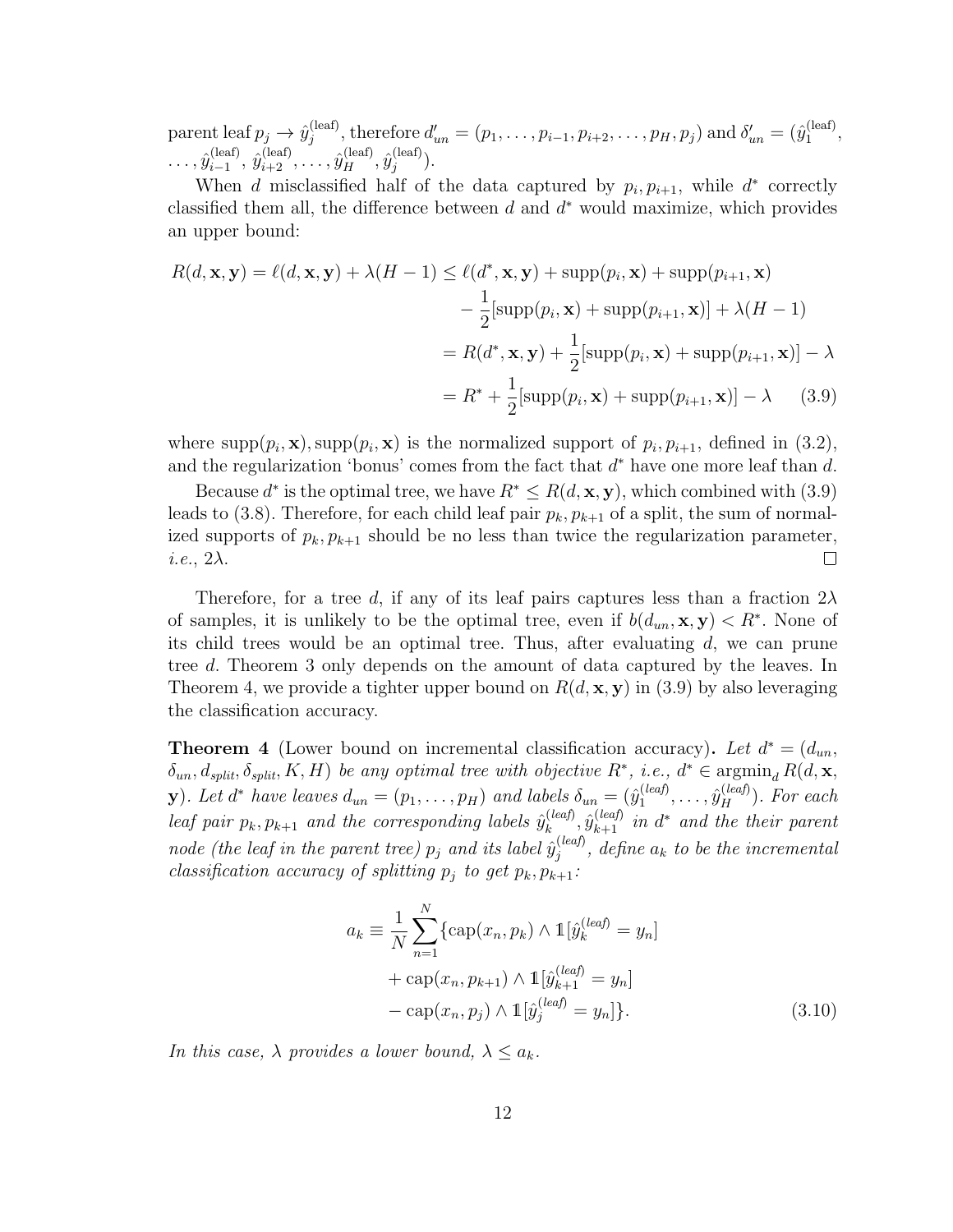parent leaf $p_j \to \hat{y}_j^{(\text{leaf})}$, therefore $d'_{un} = (p_1, \ldots, p_{i-1}, p_{i+2}, \ldots, p_H, p_j)$ and $\delta'_{un} = (\hat{y}_1^{(\text{leaf})}, \ldots, \hat{y}_{i-1}^{(\text{leaf})}, \hat{y}_{i+2}^{(\text{leaf})}, \ldots, \hat{y}_H^{(\text{leaf})}, \hat{y}_j^{(\text{leaf})})$.

When $d$ misclassified half of the data captured by $p_i, p_{i+1}$, while $d^*$ correctly classified them all, the difference between $d$ and $d^*$ would maximize, which provides an upper bound:

$$
\begin{aligned}
R(d, \mathbf{x}, \mathbf{y}) = \ell(d, \mathbf{x}, \mathbf{y}) + \lambda(H-1) &\leq \ell(d^*, \mathbf{x}, \mathbf{y}) + \text{supp}(p_i, \mathbf{x}) + \text{supp}(p_{i+1}, \mathbf{x}) \\
&\quad - \frac{1}{2}[\text{supp}(p_i, \mathbf{x}) + \text{supp}(p_{i+1}, \mathbf{x})] + \lambda(H-1) \\
&= R(d^*, \mathbf{x}, \mathbf{y}) + \frac{1}{2}[\text{supp}(p_i, \mathbf{x}) + \text{supp}(p_{i+1}, \mathbf{x})] - \lambda \\
&= R^* + \frac{1}{2}[\text{supp}(p_i, \mathbf{x}) + \text{supp}(p_{i+1}, \mathbf{x})] - \lambda \qquad (3.9)
\end{aligned}
$$

where $\text{supp}(p_i, \mathbf{x}), \text{supp}(p_i, \mathbf{x})$ is the normalized support of $p_i, p_{i+1}$, defined in (3.2), and the regularization 'bonus' comes from the fact that $d^*$ have one more leaf than $d$.

Because $d^*$ is the optimal tree, we have $R^* \leq R(d, \mathbf{x}, \mathbf{y})$, which combined with (3.9) leads to (3.8). Therefore, for each child leaf pair $p_k, p_{k+1}$ of a split, the sum of normalized supports of $p_k, p_{k+1}$ should be no less than twice the regularization parameter, *i.e.*, $2\lambda$. ◻

Therefore, for a tree $d$, if any of its leaf pairs captures less than a fraction $2\lambda$ of samples, it is unlikely to be the optimal tree, even if $b(d_{un}, \mathbf{x}, \mathbf{y}) < R^*$. None of its child trees would be an optimal tree. Thus, after evaluating $d$, we can prune tree $d$. Theorem 3 only depends on the amount of data captured by the leaves. In Theorem 4, we provide a tighter upper bound on $R(d, \mathbf{x}, \mathbf{y})$ in (3.9) by also leveraging the classification accuracy.

**Theorem 4** (Lower bound on incremental classification accuracy)**.** *Let $d^* = (d_{un}, \delta_{un}, d_{split}, \delta_{split}, K, H)$ be any optimal tree with objective $R^*$, i.e., $d^* \in \text{argmin}_d R(d, \mathbf{x}, \mathbf{y})$. Let $d^*$ have leaves $d_{un} = (p_1, \ldots, p_H)$ and labels $\delta_{un} = (\hat{y}_1^{(leaf)}, \ldots, \hat{y}_H^{(leaf)})$. For each leaf pair $p_k, p_{k+1}$ and the corresponding labels $\hat{y}_k^{(leaf)}, \hat{y}_{k+1}^{(leaf)}$ in $d^*$ and the their parent node (the leaf in the parent tree) $p_j$ and its label $\hat{y}_j^{(leaf)}$, define $a_k$ to be the incremental classification accuracy of splitting $p_j$ to get $p_k, p_{k+1}$:*

$$
\begin{aligned}
a_k \equiv \frac{1}{N} \sum_{n=1}^{N} \{&\text{cap}(x_n, p_k) \wedge \mathbb{1}[\hat{y}_k^{(leaf)} = y_n] \\
&+ \text{cap}(x_n, p_{k+1}) \wedge \mathbb{1}[\hat{y}_{k+1}^{(leaf)} = y_n] \\
&- \text{cap}(x_n, p_j) \wedge \mathbb{1}[\hat{y}_j^{(leaf)} = y_n]\}. \qquad (3.10)
\end{aligned}
$$

*In this case, $\lambda$ provides a lower bound, $\lambda \leq a_k$.*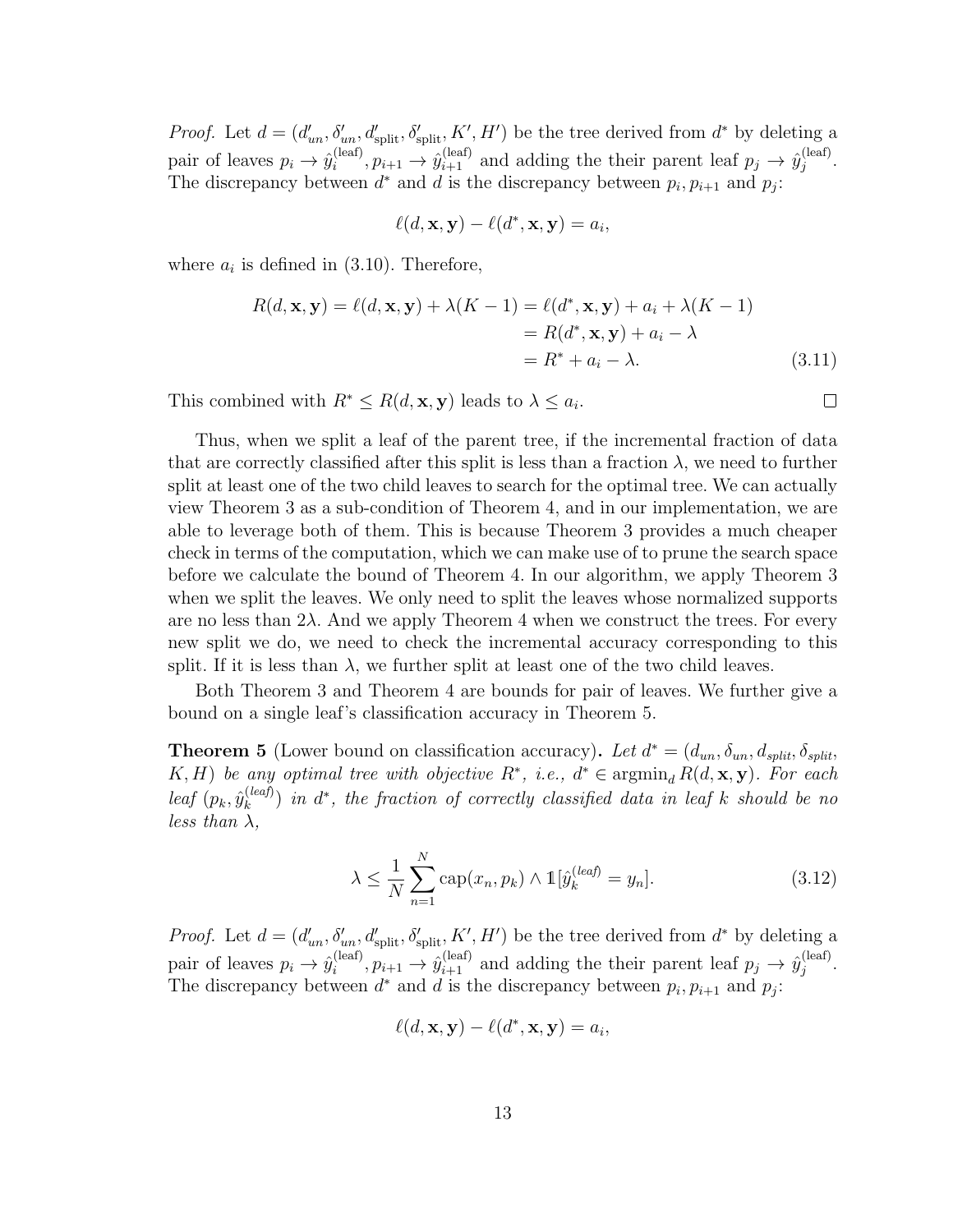*Proof.* Let $d = (d'_{un}, \delta'_{un}, d'_{\text{split}}, \delta'_{\text{split}}, K', H')$ be the tree derived from $d^*$ by deleting a pair of leaves $p_i \to \hat{y}_i^{(\text{leaf})}, p_{i+1} \to \hat{y}_{i+1}^{(\text{leaf})}$ and adding the their parent leaf $p_j \to \hat{y}_j^{(\text{leaf})}$. The discrepancy between $d^*$ and $d$ is the discrepancy between $p_i, p_{i+1}$ and $p_j$:

$$\ell(d, \mathbf{x}, \mathbf{y}) - \ell(d^*, \mathbf{x}, \mathbf{y}) = a_i,$$

where $a_i$ is defined in (3.10). Therefore,

$$\begin{aligned} R(d, \mathbf{x}, \mathbf{y}) = \ell(d, \mathbf{x}, \mathbf{y}) + \lambda(K - 1) &= \ell(d^*, \mathbf{x}, \mathbf{y}) + a_i + \lambda(K - 1) \\ &= R(d^*, \mathbf{x}, \mathbf{y}) + a_i - \lambda \\ &= R^* + a_i - \lambda. \end{aligned} \tag{3.11}$$

This combined with $R^* \leq R(d, \mathbf{x}, \mathbf{y})$ leads to $\lambda \leq a_i$. $\square$

Thus, when we split a leaf of the parent tree, if the incremental fraction of data that are correctly classified after this split is less than a fraction $\lambda$, we need to further split at least one of the two child leaves to search for the optimal tree. We can actually view Theorem 3 as a sub-condition of Theorem 4, and in our implementation, we are able to leverage both of them. This is because Theorem 3 provides a much cheaper check in terms of the computation, which we can make use of to prune the search space before we calculate the bound of Theorem 4. In our algorithm, we apply Theorem 3 when we split the leaves. We only need to split the leaves whose normalized supports are no less than $2\lambda$. And we apply Theorem 4 when we construct the trees. For every new split we do, we need to check the incremental accuracy corresponding to this split. If it is less than $\lambda$, we further split at least one of the two child leaves.

Both Theorem 3 and Theorem 4 are bounds for pair of leaves. We further give a bound on a single leaf's classification accuracy in Theorem 5.

**Theorem 5** (Lower bound on classification accuracy)**.** *Let $d^* = (d_{un}, \delta_{un}, d_{split}, \delta_{split}, K, H)$ be any optimal tree with objective $R^*$, i.e., $d^* \in \operatorname{argmin}_d R(d, \mathbf{x}, \mathbf{y})$. For each leaf $(p_k, \hat{y}_k^{(leaf)})$ in $d^*$, the fraction of correctly classified data in leaf $k$ should be no less than $\lambda$,*

$$\lambda \leq \frac{1}{N} \sum_{n=1}^{N} \operatorname{cap}(x_n, p_k) \wedge \mathbb{1}[\hat{y}_k^{(leaf)} = y_n]. \tag{3.12}$$

*Proof.* Let $d = (d'_{un}, \delta'_{un}, d'_{\text{split}}, \delta'_{\text{split}}, K', H')$ be the tree derived from $d^*$ by deleting a pair of leaves $p_i \to \hat{y}_i^{(\text{leaf})}, p_{i+1} \to \hat{y}_{i+1}^{(\text{leaf})}$ and adding the their parent leaf $p_j \to \hat{y}_j^{(\text{leaf})}$. The discrepancy between $d^*$ and $d$ is the discrepancy between $p_i, p_{i+1}$ and $p_j$:

$$\ell(d, \mathbf{x}, \mathbf{y}) - \ell(d^*, \mathbf{x}, \mathbf{y}) = a_i,$$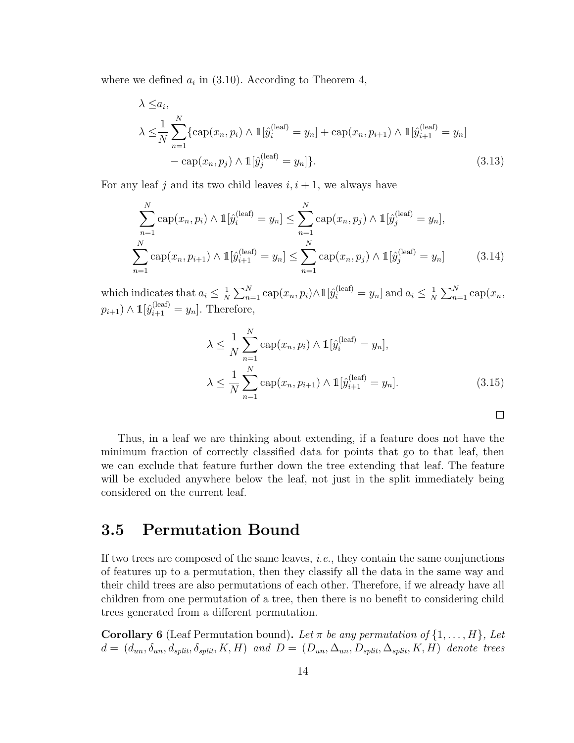where we defined $a_i$ in (3.10). According to Theorem 4,

$$
\begin{aligned}
\lambda \leq & a_i, \\
\lambda \leq & \frac{1}{N}\sum_{n=1}^{N}\{\text{cap}(x_n, p_i) \wedge \mathbb{1}[\hat{y}_i^{(\text{leaf})} = y_n] + \text{cap}(x_n, p_{i+1}) \wedge \mathbb{1}[\hat{y}_{i+1}^{(\text{leaf})} = y_n] \\
& - \text{cap}(x_n, p_j) \wedge \mathbb{1}[\hat{y}_j^{(\text{leaf})} = y_n]\}.
\end{aligned} \tag{3.13}
$$

For any leaf $j$ and its two child leaves $i, i+1$, we always have

$$
\begin{aligned}
\sum_{n=1}^{N} \text{cap}(x_n, p_i) \wedge \mathbb{1}[\hat{y}_i^{(\text{leaf})} = y_n] \leq \sum_{n=1}^{N} \text{cap}(x_n, p_j) \wedge \mathbb{1}[\hat{y}_j^{(\text{leaf})} = y_n], \\
\sum_{n=1}^{N} \text{cap}(x_n, p_{i+1}) \wedge \mathbb{1}[\hat{y}_{i+1}^{(\text{leaf})} = y_n] \leq \sum_{n=1}^{N} \text{cap}(x_n, p_j) \wedge \mathbb{1}[\hat{y}_j^{(\text{leaf})} = y_n]
\end{aligned} \tag{3.14}
$$

which indicates that $a_i \leq \frac{1}{N}\sum_{n=1}^{N} \text{cap}(x_n, p_i) \wedge \mathbb{1}[\hat{y}_i^{(\text{leaf})} = y_n]$ and $a_i \leq \frac{1}{N}\sum_{n=1}^{N} \text{cap}(x_n, p_{i+1}) \wedge \mathbb{1}[\hat{y}_{i+1}^{(\text{leaf})} = y_n]$. Therefore,

$$
\begin{aligned}
\lambda \leq \frac{1}{N}\sum_{n=1}^{N} \text{cap}(x_n, p_i) \wedge \mathbb{1}[\hat{y}_i^{(\text{leaf})} = y_n], \\
\lambda \leq \frac{1}{N}\sum_{n=1}^{N} \text{cap}(x_n, p_{i+1}) \wedge \mathbb{1}[\hat{y}_{i+1}^{(\text{leaf})} = y_n].
\end{aligned} \tag{3.15}
$$

□

Thus, in a leaf we are thinking about extending, if a feature does not have the minimum fraction of correctly classified data for points that go to that leaf, then we can exclude that feature further down the tree extending that leaf. The feature will be excluded anywhere below the leaf, not just in the split immediately being considered on the current leaf.

## 3.5 Permutation Bound

If two trees are composed of the same leaves, *i.e.*, they contain the same conjunctions of features up to a permutation, then they classify all the data in the same way and their child trees are also permutations of each other. Therefore, if we already have all children from one permutation of a tree, then there is no benefit to considering child trees generated from a different permutation.

**Corollary 6** (Leaf Permutation bound)**.** *Let $\pi$ be any permutation of $\{1, \dots, H\}$, Let $d = (d_{un}, \delta_{un}, d_{split}, \delta_{split}, K, H)$ and $D = (D_{un}, \Delta_{un}, D_{split}, \Delta_{split}, K, H)$ denote trees*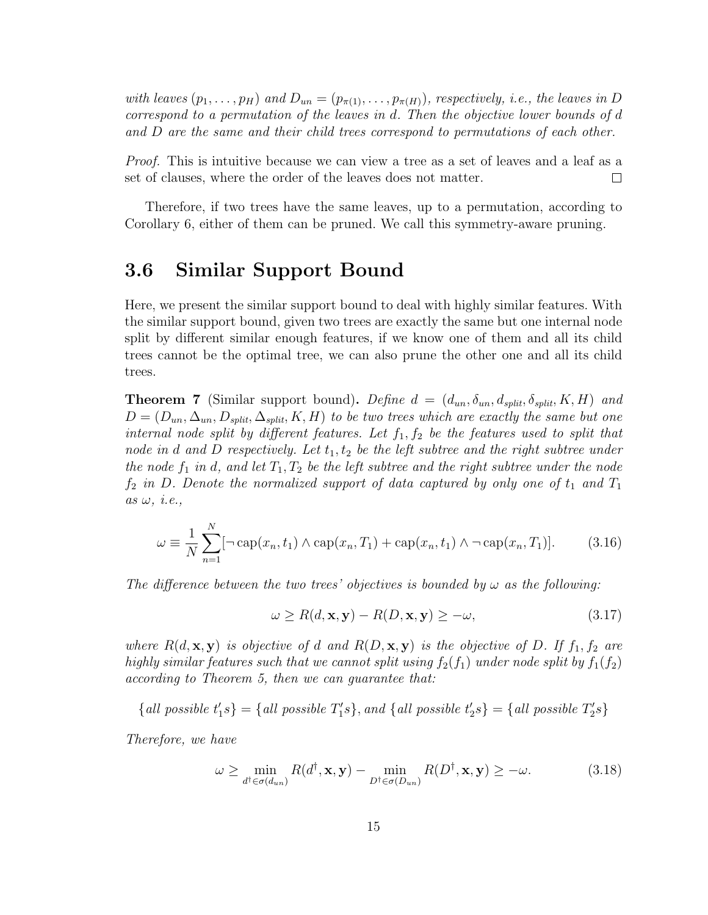*with leaves $(p_1, \ldots, p_H)$ and $D_{un} = (p_{\pi(1)}, \ldots, p_{\pi(H)})$, respectively, i.e., the leaves in $D$ correspond to a permutation of the leaves in $d$. Then the objective lower bounds of $d$ and $D$ are the same and their child trees correspond to permutations of each other.*

*Proof.* This is intuitive because we can view a tree as a set of leaves and a leaf as a set of clauses, where the order of the leaves does not matter. □

Therefore, if two trees have the same leaves, up to a permutation, according to Corollary 6, either of them can be pruned. We call this symmetry-aware pruning.

## 3.6 Similar Support Bound

Here, we present the similar support bound to deal with highly similar features. With the similar support bound, given two trees are exactly the same but one internal node split by different similar enough features, if we know one of them and all its child trees cannot be the optimal tree, we can also prune the other one and all its child trees.

**Theorem 7** (Similar support bound)**.** *Define $d = (d_{un}, \delta_{un}, d_{split}, \delta_{split}, K, H)$ and $D = (D_{un}, \Delta_{un}, D_{split}, \Delta_{split}, K, H)$ to be two trees which are exactly the same but one internal node split by different features. Let $f_1, f_2$ be the features used to split that node in $d$ and $D$ respectively. Let $t_1, t_2$ be the left subtree and the right subtree under the node $f_1$ in $d$, and let $T_1, T_2$ be the left subtree and the right subtree under the node $f_2$ in $D$. Denote the normalized support of data captured by only one of $t_1$ and $T_1$ as $\omega$, i.e.,*

$$\omega \equiv \frac{1}{N} \sum_{n=1}^{N} [\neg \operatorname{cap}(x_n, t_1) \wedge \operatorname{cap}(x_n, T_1) + \operatorname{cap}(x_n, t_1) \wedge \neg \operatorname{cap}(x_n, T_1)]. \tag{3.16}$$

*The difference between the two trees' objectives is bounded by $\omega$ as the following:*

$$\omega \geq R(d, \mathbf{x}, \mathbf{y}) - R(D, \mathbf{x}, \mathbf{y}) \geq -\omega, \tag{3.17}$$

*where $R(d, \mathbf{x}, \mathbf{y})$ is objective of $d$ and $R(D, \mathbf{x}, \mathbf{y})$ is the objective of $D$. If $f_1, f_2$ are highly similar features such that we cannot split using $f_2(f_1)$ under node split by $f_1(f_2)$ according to Theorem 5, then we can guarantee that:*

$$\{\text{all possible } t_1'\text{s}\} = \{\text{all possible } T_1'\text{s}\}, \text{ and } \{\text{all possible } t_2'\text{s}\} = \{\text{all possible } T_2'\text{s}\}$$

*Therefore, we have*

$$\omega \geq \min_{d^\dagger \in \sigma(d_{un})} R(d^\dagger, \mathbf{x}, \mathbf{y}) - \min_{D^\dagger \in \sigma(D_{un})} R(D^\dagger, \mathbf{x}, \mathbf{y}) \geq -\omega. \tag{3.18}$$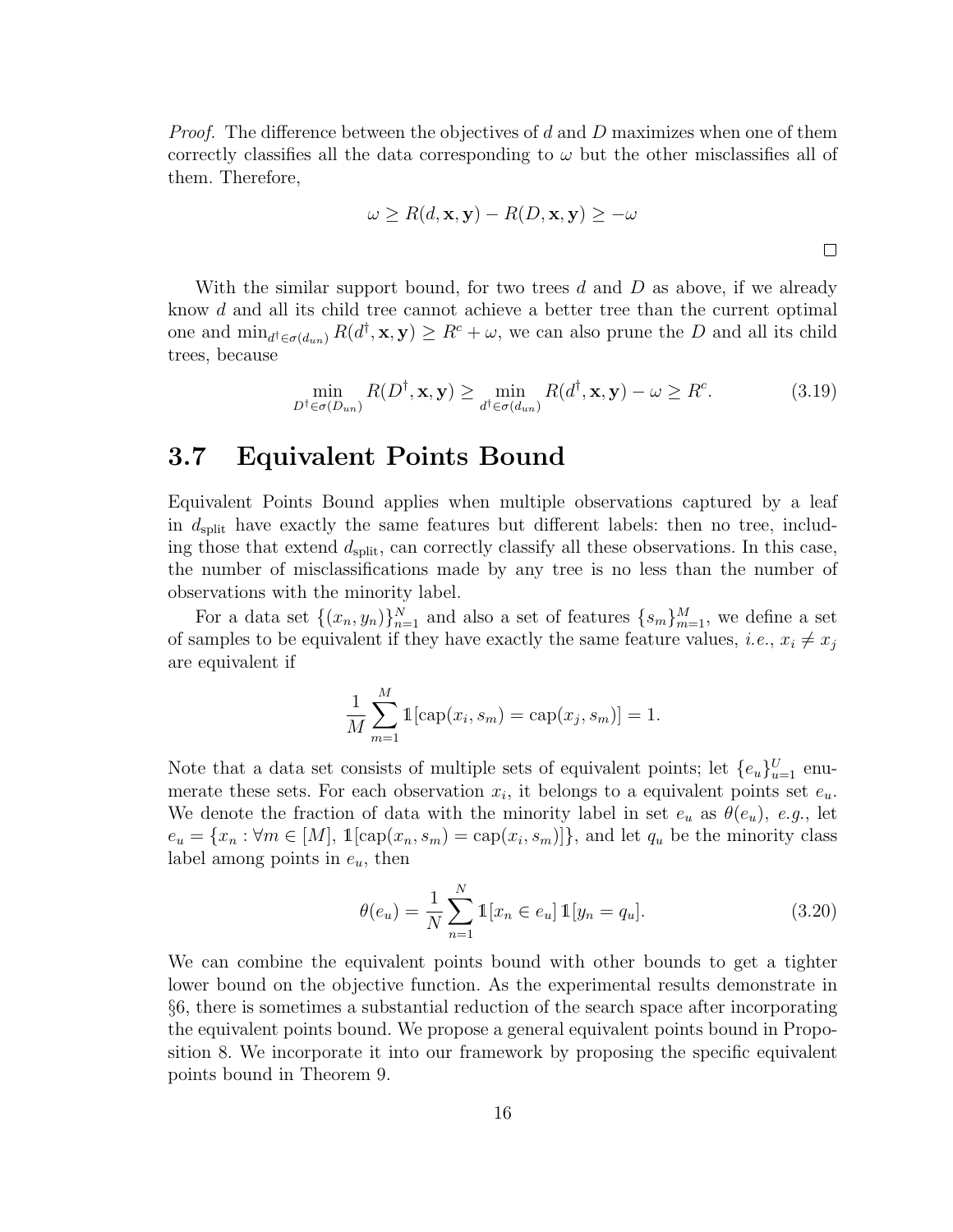*Proof.* The difference between the objectives of $d$ and $D$ maximizes when one of them correctly classifies all the data corresponding to $\omega$ but the other misclassifies all of them. Therefore,

$$\omega \geq R(d, \mathbf{x}, \mathbf{y}) - R(D, \mathbf{x}, \mathbf{y}) \geq -\omega$$

□

With the similar support bound, for two trees $d$ and $D$ as above, if we already know $d$ and all its child tree cannot achieve a better tree than the current optimal one and $\min_{d^\dagger \in \sigma(d_{un})} R(d^\dagger, \mathbf{x}, \mathbf{y}) \geq R^c + \omega$, we can also prune the $D$ and all its child trees, because

$$\min_{D^\dagger \in \sigma(D_{un})} R(D^\dagger, \mathbf{x}, \mathbf{y}) \geq \min_{d^\dagger \in \sigma(d_{un})} R(d^\dagger, \mathbf{x}, \mathbf{y}) - \omega \geq R^c. \tag{3.19}$$

## 3.7 Equivalent Points Bound

Equivalent Points Bound applies when multiple observations captured by a leaf in $d_{\text{split}}$ have exactly the same features but different labels: then no tree, including those that extend $d_{\text{split}}$, can correctly classify all these observations. In this case, the number of misclassifications made by any tree is no less than the number of observations with the minority label.

For a data set $\{(x_n, y_n)\}_{n=1}^N$ and also a set of features $\{s_m\}_{m=1}^M$, we define a set of samples to be equivalent if they have exactly the same feature values, *i.e.*, $x_i \neq x_j$ are equivalent if

$$\frac{1}{M} \sum_{m=1}^{M} \mathbb{1}[\text{cap}(x_i, s_m) = \text{cap}(x_j, s_m)] = 1.$$

Note that a data set consists of multiple sets of equivalent points; let $\{e_u\}_{u=1}^U$ enumerate these sets. For each observation $x_i$, it belongs to a equivalent points set $e_u$. We denote the fraction of data with the minority label in set $e_u$ as $\theta(e_u)$, *e.g.*, let $e_u = \{x_n : \forall m \in [M], \mathbb{1}[\text{cap}(x_n, s_m) = \text{cap}(x_i, s_m)]\}$, and let $q_u$ be the minority class label among points in $e_u$, then

$$\theta(e_u) = \frac{1}{N} \sum_{n=1}^{N} \mathbb{1}[x_n \in e_u]\, \mathbb{1}[y_n = q_u]. \tag{3.20}$$

We can combine the equivalent points bound with other bounds to get a tighter lower bound on the objective function. As the experimental results demonstrate in §6, there is sometimes a substantial reduction of the search space after incorporating the equivalent points bound. We propose a general equivalent points bound in Proposition 8. We incorporate it into our framework by proposing the specific equivalent points bound in Theorem 9.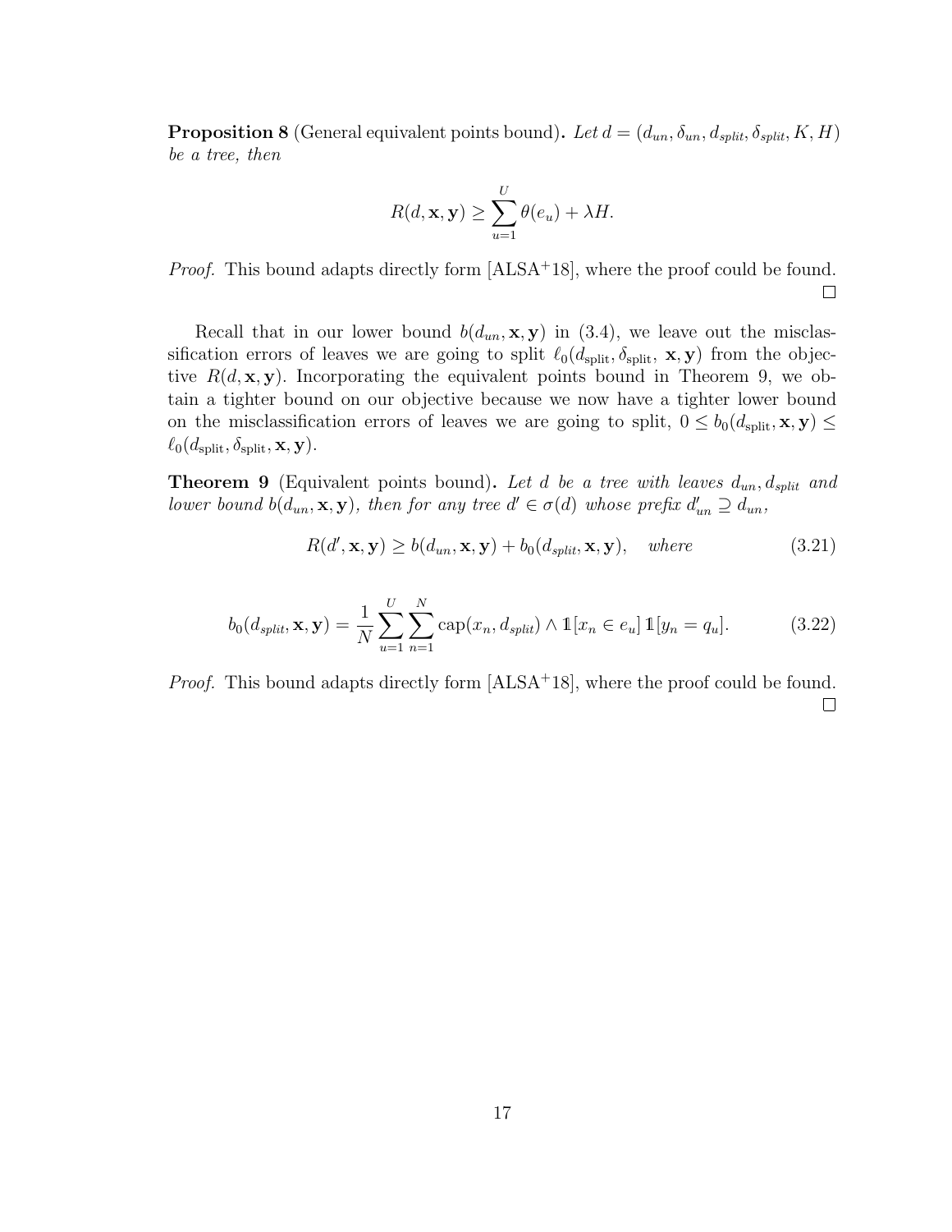**Proposition 8** (General equivalent points bound)**.** *Let $d = (d_{un}, \delta_{un}, d_{split}, \delta_{split}, K, H)$ be a tree, then*

$$R(d, \mathbf{x}, \mathbf{y}) \geq \sum_{u=1}^{U} \theta(e_u) + \lambda H.$$

*Proof.* This bound adapts directly form [ALSA+18], where the proof could be found. □

Recall that in our lower bound $b(d_{un}, \mathbf{x}, \mathbf{y})$ in (3.4), we leave out the misclassification errors of leaves we are going to split $\ell_0(d_{\text{split}}, \delta_{\text{split}}, \mathbf{x}, \mathbf{y})$ from the objective $R(d, \mathbf{x}, \mathbf{y})$. Incorporating the equivalent points bound in Theorem 9, we obtain a tighter bound on our objective because we now have a tighter lower bound on the misclassification errors of leaves we are going to split, $0 \leq b_0(d_{\text{split}}, \mathbf{x}, \mathbf{y}) \leq \ell_0(d_{\text{split}}, \delta_{\text{split}}, \mathbf{x}, \mathbf{y})$.

**Theorem 9** (Equivalent points bound)**.** *Let $d$ be a tree with leaves $d_{un}, d_{split}$ and lower bound $b(d_{un}, \mathbf{x}, \mathbf{y})$, then for any tree $d' \in \sigma(d)$ whose prefix $d'_{un} \supseteq d_{un}$,*

$$R(d', \mathbf{x}, \mathbf{y}) \geq b(d_{un}, \mathbf{x}, \mathbf{y}) + b_0(d_{split}, \mathbf{x}, \mathbf{y}), \quad \textit{where} \tag{3.21}$$

$$b_0(d_{split}, \mathbf{x}, \mathbf{y}) = \frac{1}{N} \sum_{u=1}^{U} \sum_{n=1}^{N} \text{cap}(x_n, d_{split}) \wedge \mathbb{1}[x_n \in e_u] \, \mathbb{1}[y_n = q_u]. \tag{3.22}$$

*Proof.* This bound adapts directly form [ALSA+18], where the proof could be found. □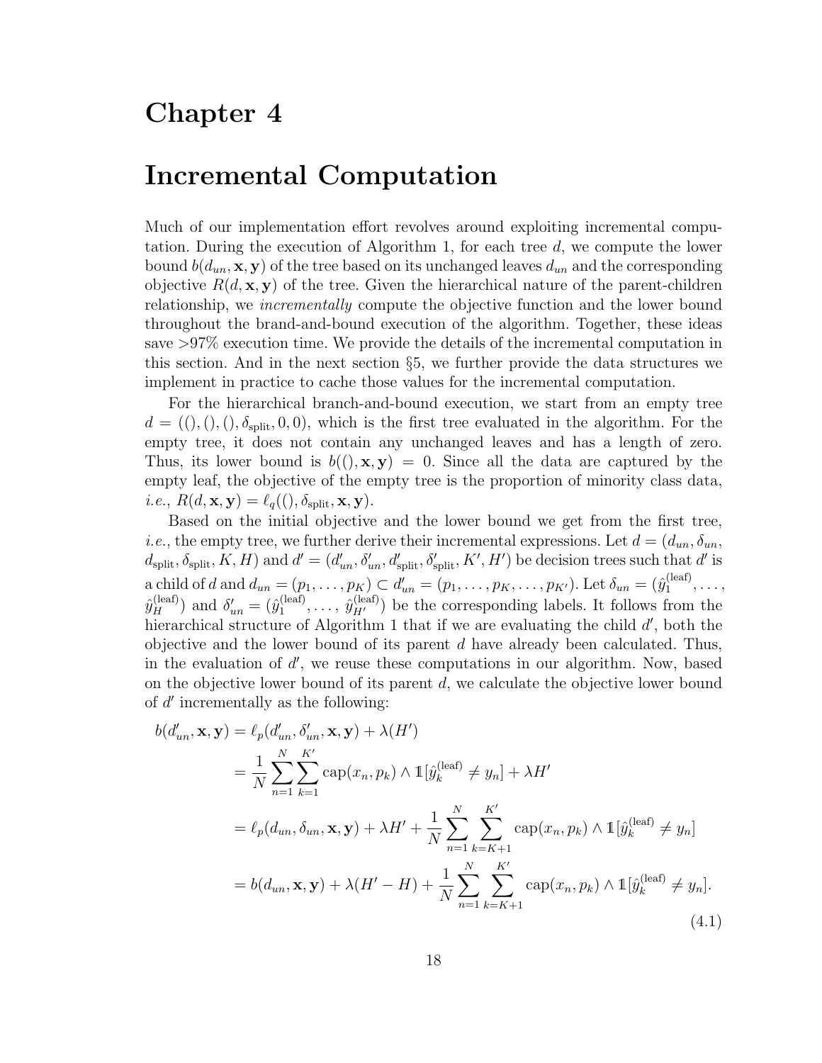# Chapter 4

# Incremental Computation

Much of our implementation effort revolves around exploiting incremental computation. During the execution of Algorithm 1, for each tree $d$, we compute the lower bound $b(d_{un}, \mathbf{x}, \mathbf{y})$ of the tree based on its unchanged leaves $d_{un}$ and the corresponding objective $R(d, \mathbf{x}, \mathbf{y})$ of the tree. Given the hierarchical nature of the parent-children relationship, we *incrementally* compute the objective function and the lower bound throughout the brand-and-bound execution of the algorithm. Together, these ideas save >97% execution time. We provide the details of the incremental computation in this section. And in the next section §5, we further provide the data structures we implement in practice to cache those values for the incremental computation.

For the hierarchical branch-and-bound execution, we start from an empty tree $d = ((), (), (), \delta_{\text{split}}, 0, 0)$, which is the first tree evaluated in the algorithm. For the empty tree, it does not contain any unchanged leaves and has a length of zero. Thus, its lower bound is $b((), \mathbf{x}, \mathbf{y}) = 0$. Since all the data are captured by the empty leaf, the objective of the empty tree is the proportion of minority class data, *i.e.*, $R(d, \mathbf{x}, \mathbf{y}) = \ell_q((), \delta_{\text{split}}, \mathbf{x}, \mathbf{y})$.

Based on the initial objective and the lower bound we get from the first tree, *i.e.*, the empty tree, we further derive their incremental expressions. Let $d = (d_{un}, \delta_{un}, d_{\text{split}}, \delta_{\text{split}}, K, H)$ and $d' = (d'_{un}, \delta'_{un}, d'_{\text{split}}, \delta'_{\text{split}}, K', H')$ be decision trees such that $d'$ is a child of $d$ and $d_{un} = (p_1, \ldots, p_K) \subset d'_{un} = (p_1, \ldots, p_K, \ldots, p_{K'})$. Let $\delta_{un} = (\hat{y}_1^{(\text{leaf})}, \ldots, \hat{y}_H^{(\text{leaf})})$ and $\delta'_{un} = (\hat{y}_1^{(\text{leaf})}, \ldots, \hat{y}_{H'}^{(\text{leaf})})$ be the corresponding labels. It follows from the hierarchical structure of Algorithm 1 that if we are evaluating the child $d'$, both the objective and the lower bound of its parent $d$ have already been calculated. Thus, in the evaluation of $d'$, we reuse these computations in our algorithm. Now, based on the objective lower bound of its parent $d$, we calculate the objective lower bound of $d'$ incrementally as the following:

$$
\begin{aligned}
b(d'_{un}, \mathbf{x}, \mathbf{y}) &= \ell_p(d'_{un}, \delta'_{un}, \mathbf{x}, \mathbf{y}) + \lambda(H') \\
&= \frac{1}{N} \sum_{n=1}^{N} \sum_{k=1}^{K'} \text{cap}(x_n, p_k) \wedge \mathbb{1}[\hat{y}_k^{(\text{leaf})} \neq y_n] + \lambda H' \\
&= \ell_p(d_{un}, \delta_{un}, \mathbf{x}, \mathbf{y}) + \lambda H' + \frac{1}{N} \sum_{n=1}^{N} \sum_{k=K+1}^{K'} \text{cap}(x_n, p_k) \wedge \mathbb{1}[\hat{y}_k^{(\text{leaf})} \neq y_n] \\
&= b(d_{un}, \mathbf{x}, \mathbf{y}) + \lambda(H' - H) + \frac{1}{N} \sum_{n=1}^{N} \sum_{k=K+1}^{K'} \text{cap}(x_n, p_k) \wedge \mathbb{1}[\hat{y}_k^{(\text{leaf})} \neq y_n].
\end{aligned} \tag{4.1}
$$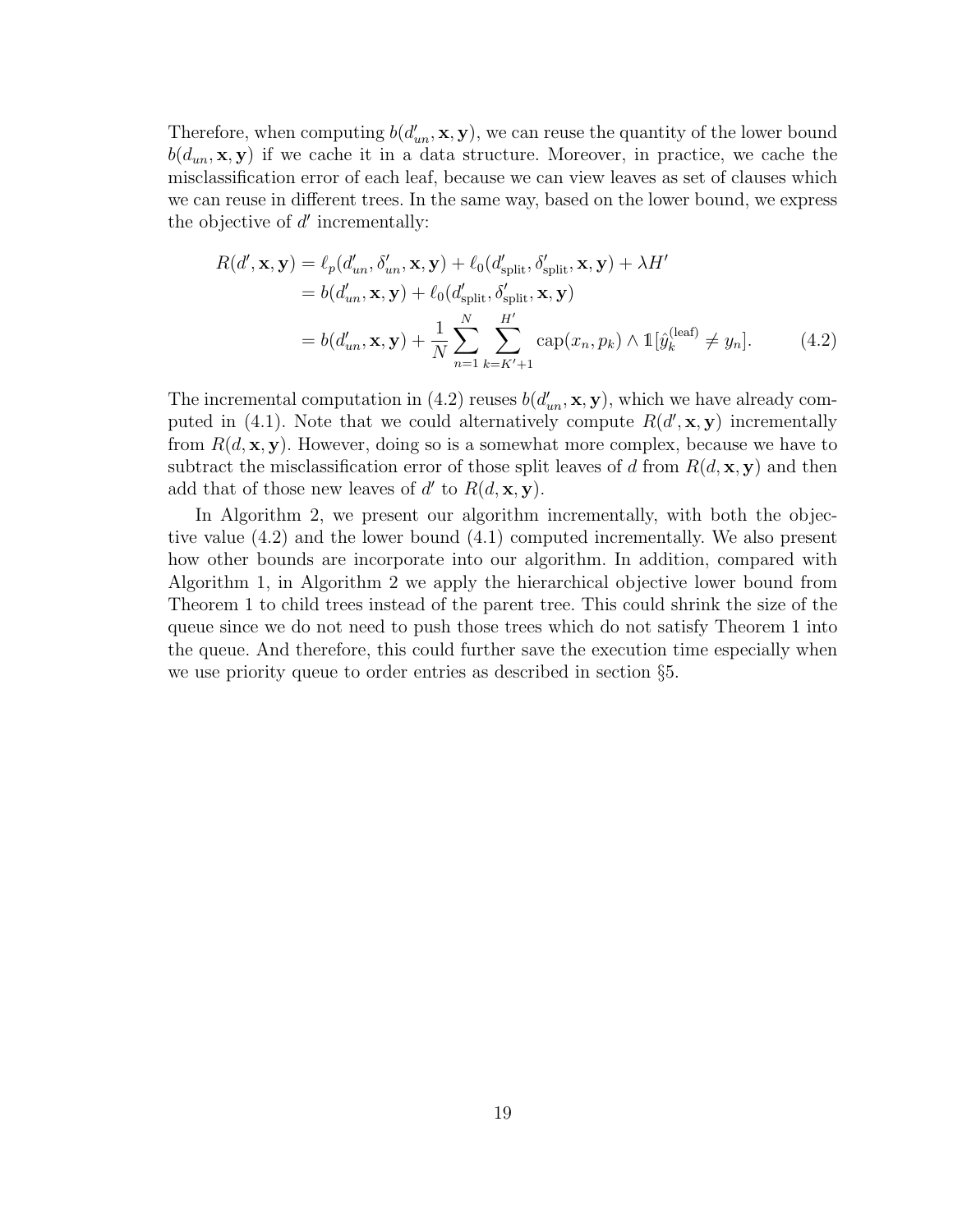Therefore, when computing $b(d'_{un}, \mathbf{x}, \mathbf{y})$, we can reuse the quantity of the lower bound $b(d_{un}, \mathbf{x}, \mathbf{y})$ if we cache it in a data structure. Moreover, in practice, we cache the misclassification error of each leaf, because we can view leaves as set of clauses which we can reuse in different trees. In the same way, based on the lower bound, we express the objective of $d'$ incrementally:

$$
\begin{aligned}
R(d', \mathbf{x}, \mathbf{y}) &= \ell_p(d'_{un}, \delta'_{un}, \mathbf{x}, \mathbf{y}) + \ell_0(d'_{\text{split}}, \delta'_{\text{split}}, \mathbf{x}, \mathbf{y}) + \lambda H' \\
&= b(d'_{un}, \mathbf{x}, \mathbf{y}) + \ell_0(d'_{\text{split}}, \delta'_{\text{split}}, \mathbf{x}, \mathbf{y}) \\
&= b(d'_{un}, \mathbf{x}, \mathbf{y}) + \frac{1}{N} \sum_{n=1}^{N} \sum_{k=K'+1}^{H'} \text{cap}(x_n, p_k) \wedge \mathbb{1}[\hat{y}_k^{(\text{leaf})} \neq y_n]. \qquad (4.2)
\end{aligned}
$$

The incremental computation in (4.2) reuses $b(d'_{un}, \mathbf{x}, \mathbf{y})$, which we have already computed in (4.1). Note that we could alternatively compute $R(d', \mathbf{x}, \mathbf{y})$ incrementally from $R(d, \mathbf{x}, \mathbf{y})$. However, doing so is a somewhat more complex, because we have to subtract the misclassification error of those split leaves of $d$ from $R(d, \mathbf{x}, \mathbf{y})$ and then add that of those new leaves of $d'$ to $R(d, \mathbf{x}, \mathbf{y})$.

In Algorithm 2, we present our algorithm incrementally, with both the objective value (4.2) and the lower bound (4.1) computed incrementally. We also present how other bounds are incorporate into our algorithm. In addition, compared with Algorithm 1, in Algorithm 2 we apply the hierarchical objective lower bound from Theorem 1 to child trees instead of the parent tree. This could shrink the size of the queue since we do not need to push those trees which do not satisfy Theorem 1 into the queue. And therefore, this could further save the execution time especially when we use priority queue to order entries as described in section §5.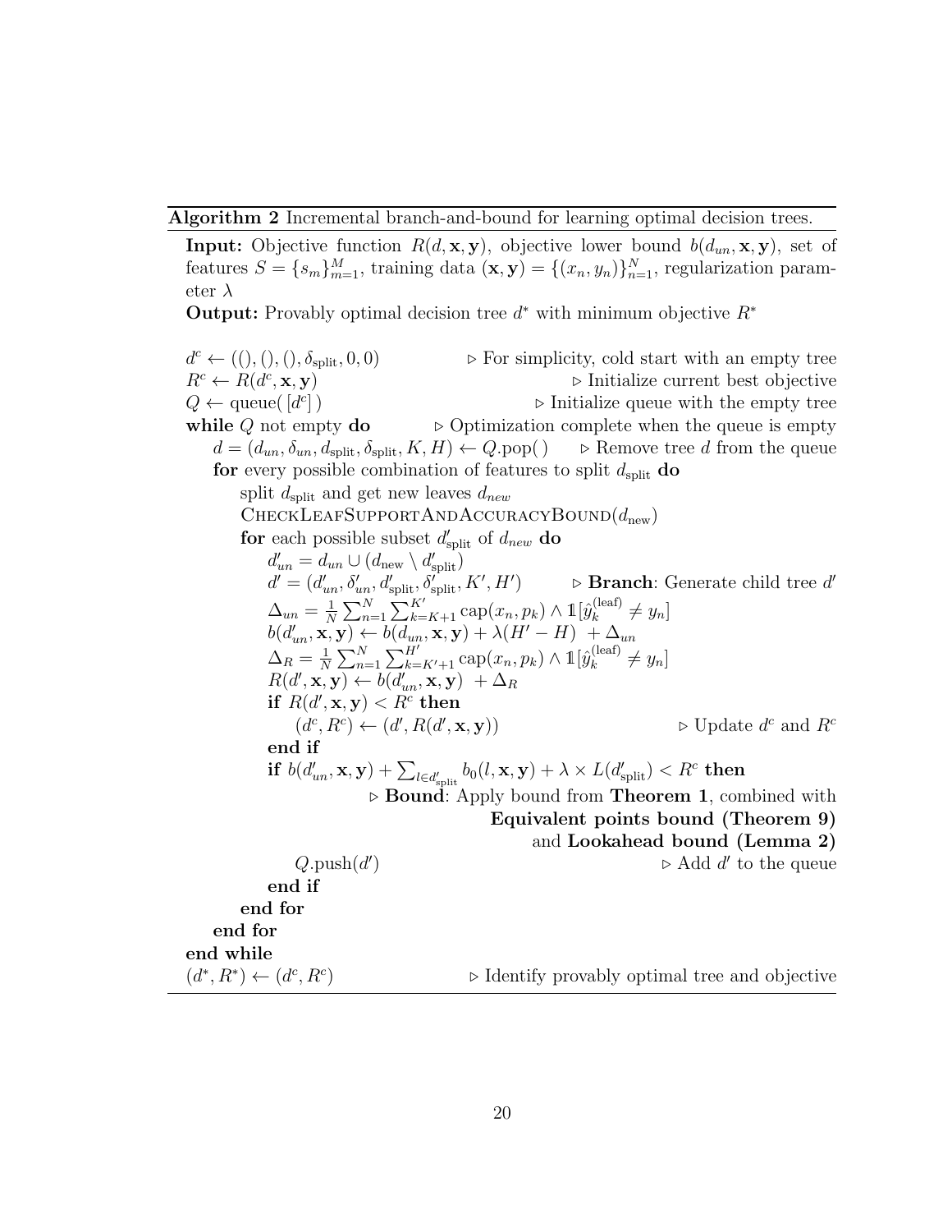**Algorithm 2** Incremental branch-and-bound for learning optimal decision trees.

**Input:** Objective function $R(d, \mathbf{x}, \mathbf{y})$, objective lower bound $b(d_{un}, \mathbf{x}, \mathbf{y})$, set of features $S = \{s_m\}_{m=1}^{M}$, training data $(\mathbf{x}, \mathbf{y}) = \{(x_n, y_n)\}_{n=1}^{N}$, regularization parameter $\lambda$

**Output:** Provably optimal decision tree $d^*$ with minimum objective $R^*$

```
d^c ← ((), (), (), δ_split, 0, 0)          ▷ For simplicity, cold start with an empty tree
R^c ← R(d^c, x, y)                          ▷ Initialize current best objective
Q ← queue([d^c])                            ▷ Initialize queue with the empty tree
while Q not empty do                        ▷ Optimization complete when the queue is empty
    d = (d_un, δ_un, d_split, δ_split, K, H) ← Q.pop()     ▷ Remove tree d from the queue
    for every possible combination of features to split d_split do
        split d_split and get new leaves d_new
        CheckLeafSupportAndAccuracyBound(d_new)
        for each possible subset d'_split of d_new do
            d'_un = d_un ∪ (d_new \ d'_split)
            d' = (d'_un, δ'_un, d'_split, δ'_split, K', H')     ▷ Branch: Generate child tree d'
            Δ_un = (1/N) Σ_{n=1}^{N} Σ_{k=K+1}^{K'} cap(x_n, p_k) ∧ 1[ŷ_k^(leaf) ≠ y_n]
            b(d'_un, x, y) ← b(d_un, x, y) + λ(H' − H) + Δ_un
            Δ_R = (1/N) Σ_{n=1}^{N} Σ_{k=K'+1}^{H'} cap(x_n, p_k) ∧ 1[ŷ_k^(leaf) ≠ y_n]
            R(d', x, y) ← b(d'_un, x, y) + Δ_R
            if R(d', x, y) < R^c then
                (d^c, R^c) ← (d', R(d', x, y))                  ▷ Update d^c and R^c
            end if
            if b(d'_un, x, y) + Σ_{l ∈ d'_split} b_0(l, x, y) + λ × L(d'_split) < R^c then
                        ▷ Bound: Apply bound from Theorem 1, combined with
                                     Equivalent points bound (Theorem 9)
                                          and Lookahead bound (Lemma 2)
                Q.push(d')                                      ▷ Add d' to the queue
            end if
        end for
    end for
end while
(d^*, R^*) ← (d^c, R^c)                     ▷ Identify provably optimal tree and objective
```

Key expressions:

$$\Delta_{un} = \frac{1}{N}\sum_{n=1}^{N}\sum_{k=K+1}^{K'} \text{cap}(x_n, p_k) \wedge \mathbb{1}[\hat{y}_k^{(\text{leaf})} \neq y_n]$$

$$b(d'_{un}, \mathbf{x}, \mathbf{y}) \leftarrow b(d_{un}, \mathbf{x}, \mathbf{y}) + \lambda(H' - H) + \Delta_{un}$$

$$\Delta_R = \frac{1}{N}\sum_{n=1}^{N}\sum_{k=K'+1}^{H'} \text{cap}(x_n, p_k) \wedge \mathbb{1}[\hat{y}_k^{(\text{leaf})} \neq y_n]$$

$$R(d', \mathbf{x}, \mathbf{y}) \leftarrow b(d'_{un}, \mathbf{x}, \mathbf{y}) + \Delta_R$$

$$b(d'_{un}, \mathbf{x}, \mathbf{y}) + \sum_{l \in d'_{\text{split}}} b_0(l, \mathbf{x}, \mathbf{y}) + \lambda \times L(d'_{\text{split}}) < R^c$$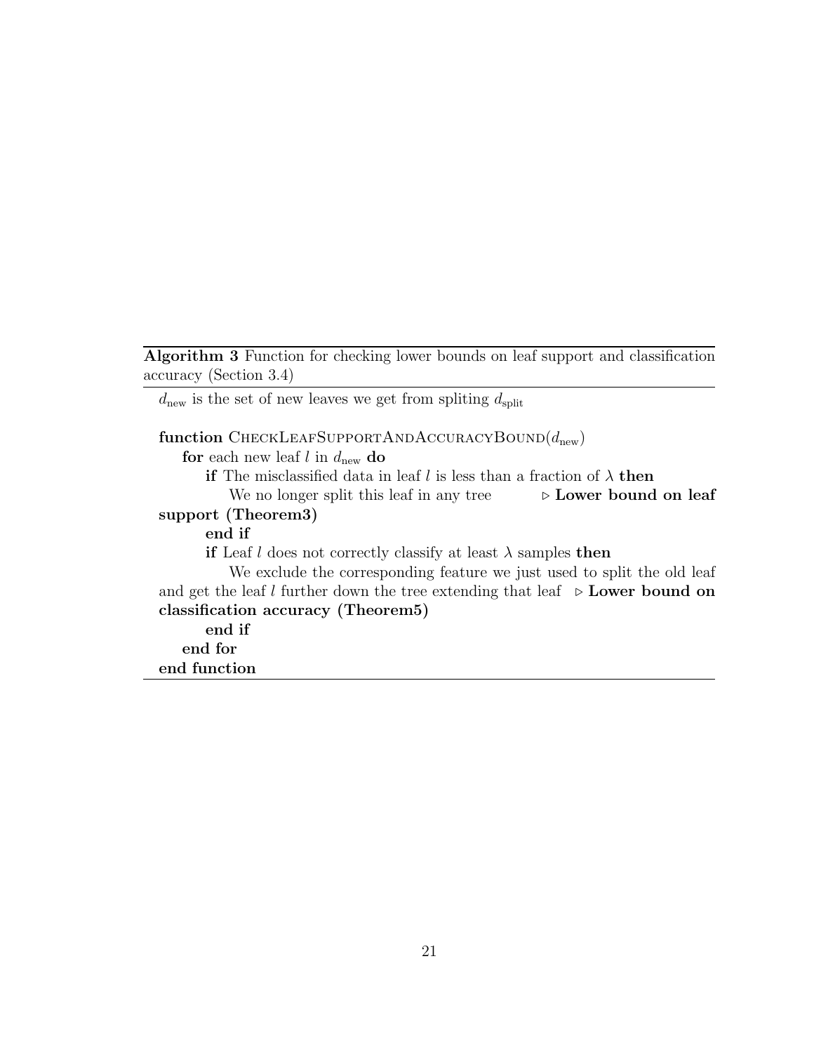**Algorithm 3** Function for checking lower bounds on leaf support and classification accuracy (Section 3.4)

$d_{\text{new}}$ is the set of new leaves we get from spliting $d_{\text{split}}$

```
function CheckLeafSupportAndAccuracyBound(d_new)
    for each new leaf l in d_new do
        if The misclassified data in leaf l is less than a fraction of λ then
            We no longer split this leaf in any tree        ▷ Lower bound on leaf support (Theorem3)
        end if
        if Leaf l does not correctly classify at least λ samples then
            We exclude the corresponding feature we just used to split the old leaf
            and get the leaf l further down the tree extending that leaf  ▷ Lower bound on classification accuracy (Theorem5)
        end if
    end for
end function
```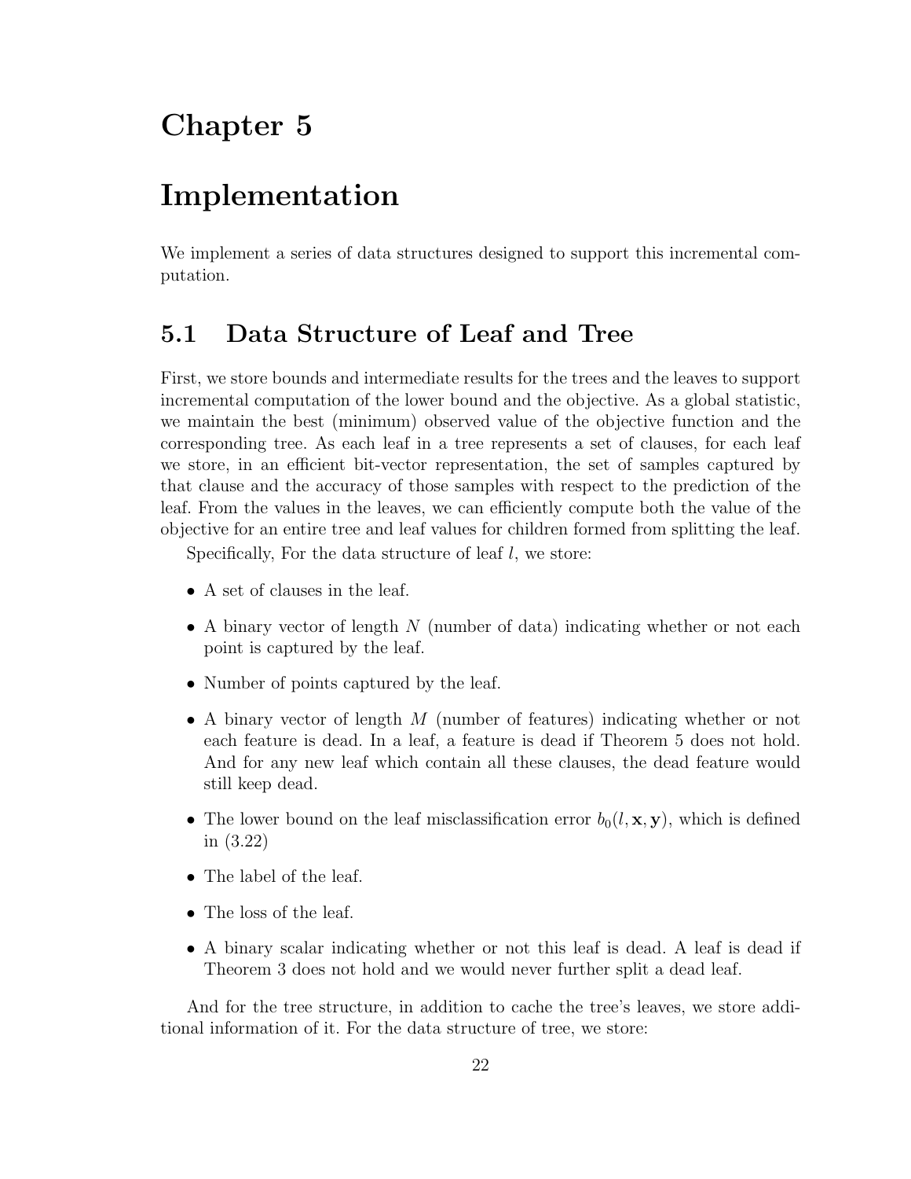# Chapter 5

# Implementation

We implement a series of data structures designed to support this incremental computation.

## 5.1 Data Structure of Leaf and Tree

First, we store bounds and intermediate results for the trees and the leaves to support incremental computation of the lower bound and the objective. As a global statistic, we maintain the best (minimum) observed value of the objective function and the corresponding tree. As each leaf in a tree represents a set of clauses, for each leaf we store, in an efficient bit-vector representation, the set of samples captured by that clause and the accuracy of those samples with respect to the prediction of the leaf. From the values in the leaves, we can efficiently compute both the value of the objective for an entire tree and leaf values for children formed from splitting the leaf.

Specifically, For the data structure of leaf $l$, we store:

- A set of clauses in the leaf.
- A binary vector of length $N$ (number of data) indicating whether or not each point is captured by the leaf.
- Number of points captured by the leaf.
- A binary vector of length $M$ (number of features) indicating whether or not each feature is dead. In a leaf, a feature is dead if Theorem 5 does not hold. And for any new leaf which contain all these clauses, the dead feature would still keep dead.
- The lower bound on the leaf misclassification error $b_0(l, \mathbf{x}, \mathbf{y})$, which is defined in (3.22)
- The label of the leaf.
- The loss of the leaf.
- A binary scalar indicating whether or not this leaf is dead. A leaf is dead if Theorem 3 does not hold and we would never further split a dead leaf.

And for the tree structure, in addition to cache the tree's leaves, we store additional information of it. For the data structure of tree, we store: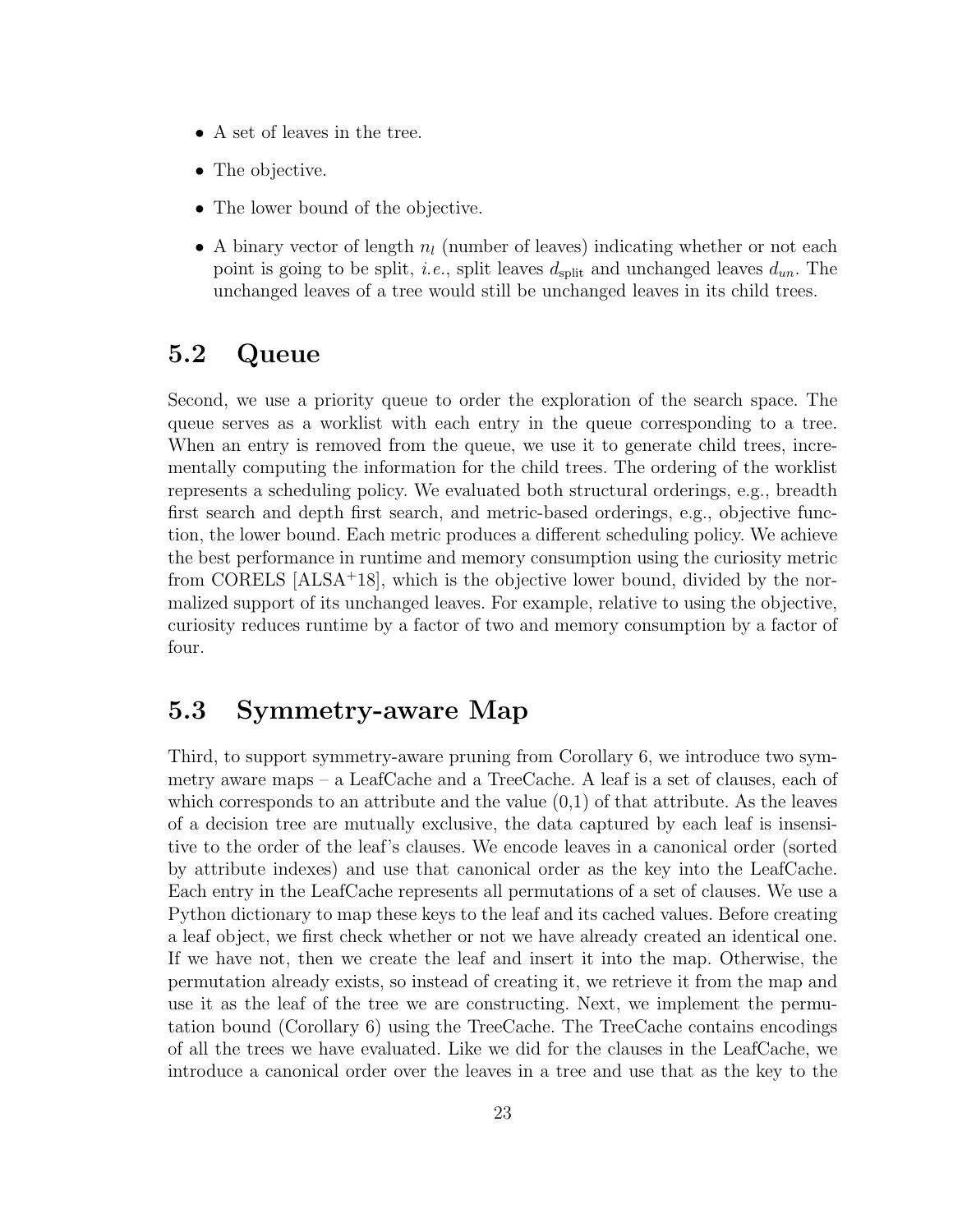- A set of leaves in the tree.
- The objective.
- The lower bound of the objective.
- A binary vector of length $n_l$ (number of leaves) indicating whether or not each point is going to be split, *i.e.*, split leaves $d_{\text{split}}$ and unchanged leaves $d_{un}$. The unchanged leaves of a tree would still be unchanged leaves in its child trees.

## 5.2 Queue

Second, we use a priority queue to order the exploration of the search space. The queue serves as a worklist with each entry in the queue corresponding to a tree. When an entry is removed from the queue, we use it to generate child trees, incrementally computing the information for the child trees. The ordering of the worklist represents a scheduling policy. We evaluated both structural orderings, e.g., breadth first search and depth first search, and metric-based orderings, e.g., objective function, the lower bound. Each metric produces a different scheduling policy. We achieve the best performance in runtime and memory consumption using the curiosity metric from CORELS [ALSA+18], which is the objective lower bound, divided by the normalized support of its unchanged leaves. For example, relative to using the objective, curiosity reduces runtime by a factor of two and memory consumption by a factor of four.

## 5.3 Symmetry-aware Map

Third, to support symmetry-aware pruning from Corollary 6, we introduce two symmetry aware maps – a LeafCache and a TreeCache. A leaf is a set of clauses, each of which corresponds to an attribute and the value (0,1) of that attribute. As the leaves of a decision tree are mutually exclusive, the data captured by each leaf is insensitive to the order of the leaf's clauses. We encode leaves in a canonical order (sorted by attribute indexes) and use that canonical order as the key into the LeafCache. Each entry in the LeafCache represents all permutations of a set of clauses. We use a Python dictionary to map these keys to the leaf and its cached values. Before creating a leaf object, we first check whether or not we have already created an identical one. If we have not, then we create the leaf and insert it into the map. Otherwise, the permutation already exists, so instead of creating it, we retrieve it from the map and use it as the leaf of the tree we are constructing. Next, we implement the permutation bound (Corollary 6) using the TreeCache. The TreeCache contains encodings of all the trees we have evaluated. Like we did for the clauses in the LeafCache, we introduce a canonical order over the leaves in a tree and use that as the key to the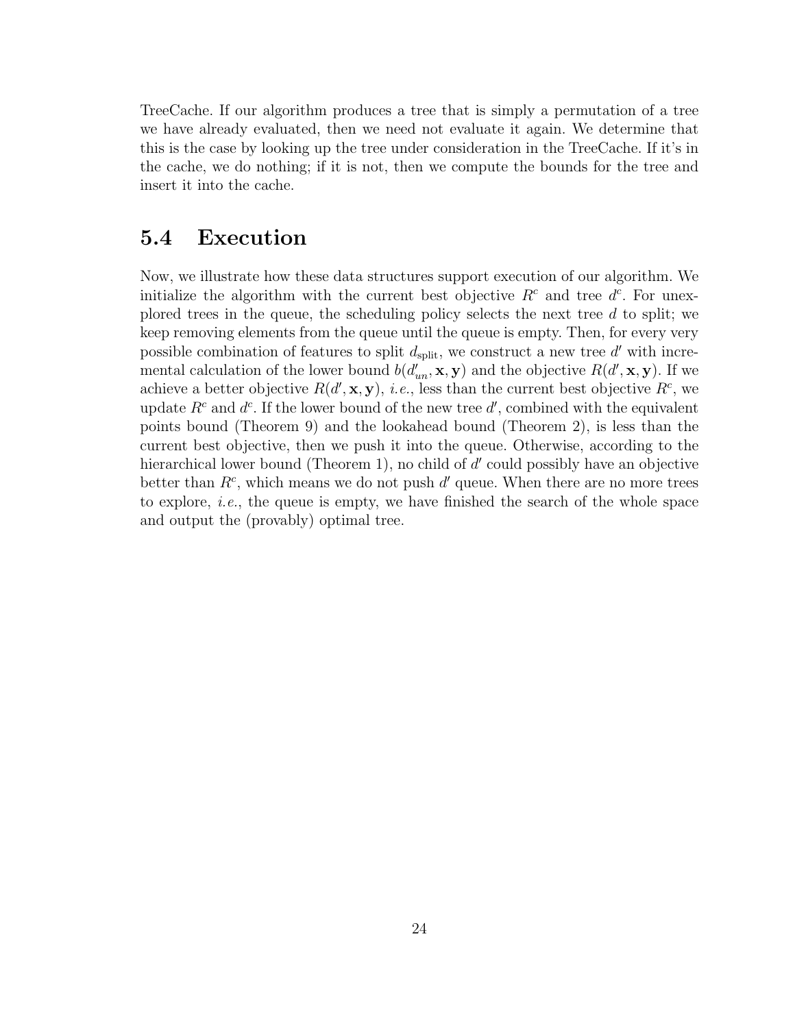TreeCache. If our algorithm produces a tree that is simply a permutation of a tree we have already evaluated, then we need not evaluate it again. We determine that this is the case by looking up the tree under consideration in the TreeCache. If it's in the cache, we do nothing; if it is not, then we compute the bounds for the tree and insert it into the cache.

## 5.4 Execution

Now, we illustrate how these data structures support execution of our algorithm. We initialize the algorithm with the current best objective $R^c$ and tree $d^c$. For unexplored trees in the queue, the scheduling policy selects the next tree $d$ to split; we keep removing elements from the queue until the queue is empty. Then, for every very possible combination of features to split $d_{\text{split}}$, we construct a new tree $d'$ with incremental calculation of the lower bound $b(d'_{un}, \mathbf{x}, \mathbf{y})$ and the objective $R(d', \mathbf{x}, \mathbf{y})$. If we achieve a better objective $R(d', \mathbf{x}, \mathbf{y})$, *i.e.*, less than the current best objective $R^c$, we update $R^c$ and $d^c$. If the lower bound of the new tree $d'$, combined with the equivalent points bound (Theorem 9) and the lookahead bound (Theorem 2), is less than the current best objective, then we push it into the queue. Otherwise, according to the hierarchical lower bound (Theorem 1), no child of $d'$ could possibly have an objective better than $R^c$, which means we do not push $d'$ queue. When there are no more trees to explore, *i.e.*, the queue is empty, we have finished the search of the whole space and output the (provably) optimal tree.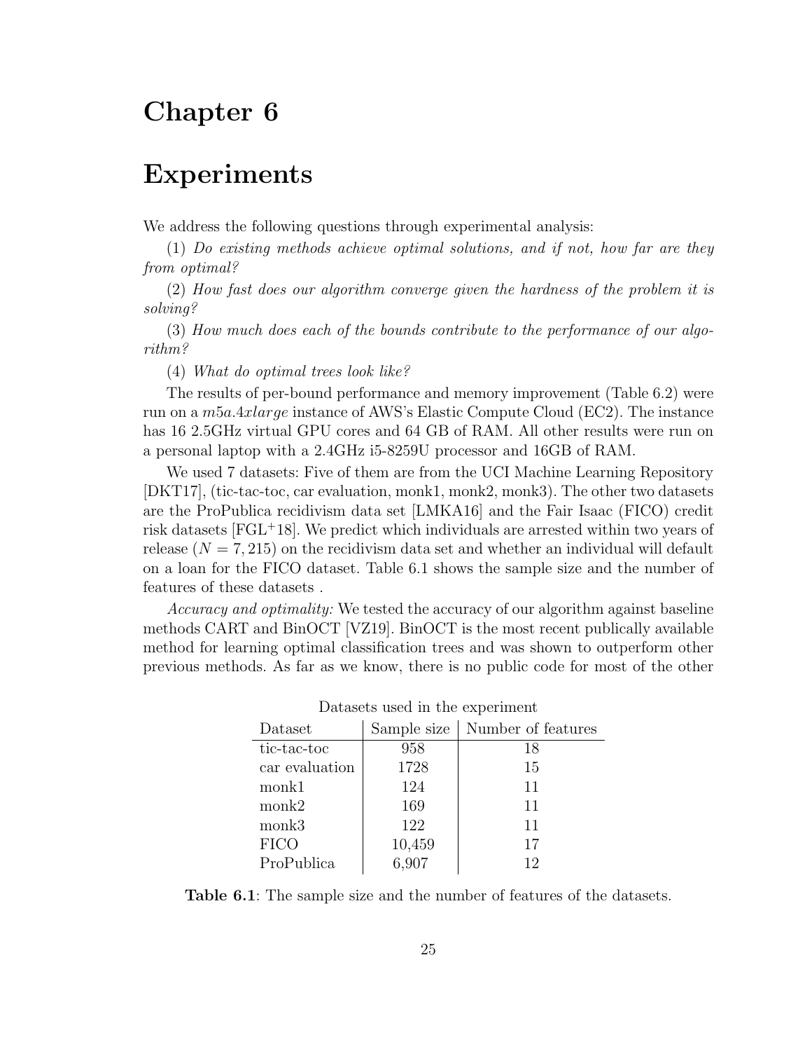# Chapter 6

# Experiments

We address the following questions through experimental analysis:

(1) *Do existing methods achieve optimal solutions, and if not, how far are they from optimal?*

(2) *How fast does our algorithm converge given the hardness of the problem it is solving?*

(3) *How much does each of the bounds contribute to the performance of our algorithm?*

(4) *What do optimal trees look like?*

The results of per-bound performance and memory improvement (Table 6.2) were run on a *m5a.4xlarge* instance of AWS's Elastic Compute Cloud (EC2). The instance has 16 2.5GHz virtual GPU cores and 64 GB of RAM. All other results were run on a personal laptop with a 2.4GHz i5-8259U processor and 16GB of RAM.

We used 7 datasets: Five of them are from the UCI Machine Learning Repository [DKT17], (tic-tac-toc, car evaluation, monk1, monk2, monk3). The other two datasets are the ProPublica recidivism data set [LMKA16] and the Fair Isaac (FICO) credit risk datasets [FGL+18]. We predict which individuals are arrested within two years of release ($N = 7,215$) on the recidivism data set and whether an individual will default on a loan for the FICO dataset. Table 6.1 shows the sample size and the number of features of these datasets .

*Accuracy and optimality:* We tested the accuracy of our algorithm against baseline methods CART and BinOCT [VZ19]. BinOCT is the most recent publically available method for learning optimal classification trees and was shown to outperform other previous methods. As far as we know, there is no public code for most of the other

Datasets used in the experiment

| Dataset | Sample size | Number of features |
|---|---|---|
| tic-tac-toc | 958 | 18 |
| car evaluation | 1728 | 15 |
| monk1 | 124 | 11 |
| monk2 | 169 | 11 |
| monk3 | 122 | 11 |
| FICO | 10,459 | 17 |
| ProPublica | 6,907 | 12 |

**Table 6.1**: The sample size and the number of features of the datasets.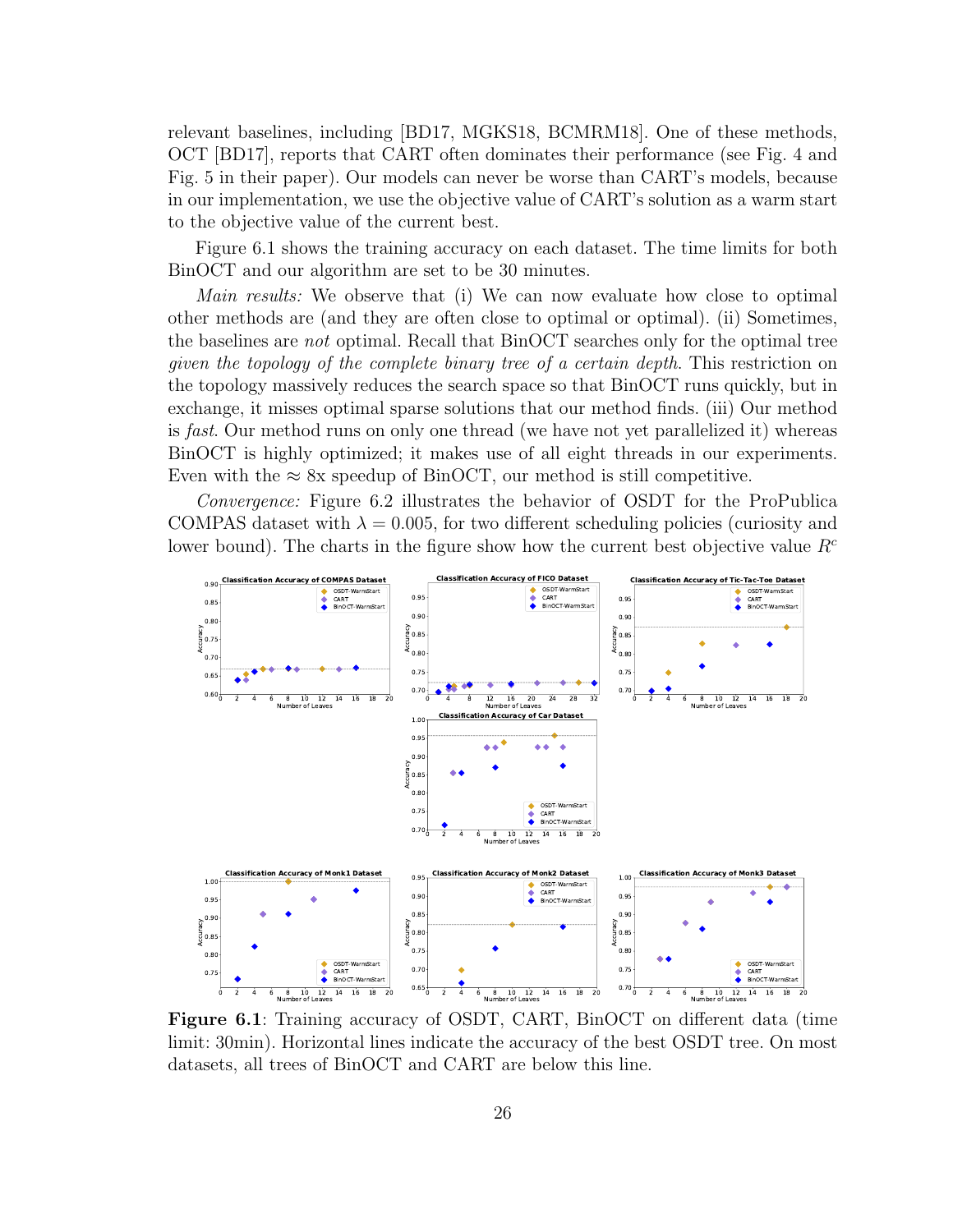relevant baselines, including [BD17, MGKS18, BCMRM18]. One of these methods, OCT [BD17], reports that CART often dominates their performance (see Fig. 4 and Fig. 5 in their paper). Our models can never be worse than CART's models, because in our implementation, we use the objective value of CART's solution as a warm start to the objective value of the current best.

Figure 6.1 shows the training accuracy on each dataset. The time limits for both BinOCT and our algorithm are set to be 30 minutes.

*Main results:* We observe that (i) We can now evaluate how close to optimal other methods are (and they are often close to optimal or optimal). (ii) Sometimes, the baselines are *not* optimal. Recall that BinOCT searches only for the optimal tree *given the topology of the complete binary tree of a certain depth*. This restriction on the topology massively reduces the search space so that BinOCT runs quickly, but in exchange, it misses optimal sparse solutions that our method finds. (iii) Our method is *fast*. Our method runs on only one thread (we have not yet parallelized it) whereas BinOCT is highly optimized; it makes use of all eight threads in our experiments. Even with the ≈ 8x speedup of BinOCT, our method is still competitive.

*Convergence:* Figure 6.2 illustrates the behavior of OSDT for the ProPublica COMPAS dataset with $\lambda = 0.005$, for two different scheduling policies (curiosity and lower bound). The charts in the figure show how the current best objective value $R^c$

**Figure 6.1**: Training accuracy of OSDT, CART, BinOCT on different data (time limit: 30min). Horizontal lines indicate the accuracy of the best OSDT tree. On most datasets, all trees of BinOCT and CART are below this line.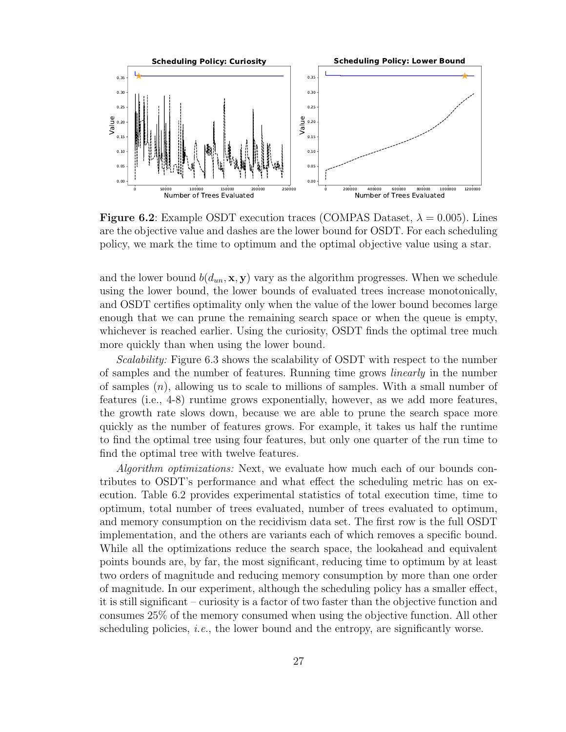**Figure 6.2**: Example OSDT execution traces (COMPAS Dataset, $\lambda = 0.005$). Lines are the objective value and dashes are the lower bound for OSDT. For each scheduling policy, we mark the time to optimum and the optimal objective value using a star.

and the lower bound $b(d_{un}, \mathbf{x}, \mathbf{y})$ vary as the algorithm progresses. When we schedule using the lower bound, the lower bounds of evaluated trees increase monotonically, and OSDT certifies optimality only when the value of the lower bound becomes large enough that we can prune the remaining search space or when the queue is empty, whichever is reached earlier. Using the curiosity, OSDT finds the optimal tree much more quickly than when using the lower bound.

*Scalability:* Figure 6.3 shows the scalability of OSDT with respect to the number of samples and the number of features. Running time grows *linearly* in the number of samples ($n$), allowing us to scale to millions of samples. With a small number of features (i.e., 4-8) runtime grows exponentially, however, as we add more features, the growth rate slows down, because we are able to prune the search space more quickly as the number of features grows. For example, it takes us half the runtime to find the optimal tree using four features, but only one quarter of the run time to find the optimal tree with twelve features.

*Algorithm optimizations:* Next, we evaluate how much each of our bounds contributes to OSDT's performance and what effect the scheduling metric has on execution. Table 6.2 provides experimental statistics of total execution time, time to optimum, total number of trees evaluated, number of trees evaluated to optimum, and memory consumption on the recidivism data set. The first row is the full OSDT implementation, and the others are variants each of which removes a specific bound. While all the optimizations reduce the search space, the lookahead and equivalent points bounds are, by far, the most significant, reducing time to optimum by at least two orders of magnitude and reducing memory consumption by more than one order of magnitude. In our experiment, although the scheduling policy has a smaller effect, it is still significant – curiosity is a factor of two faster than the objective function and consumes 25% of the memory consumed when using the objective function. All other scheduling policies, *i.e.*, the lower bound and the entropy, are significantly worse.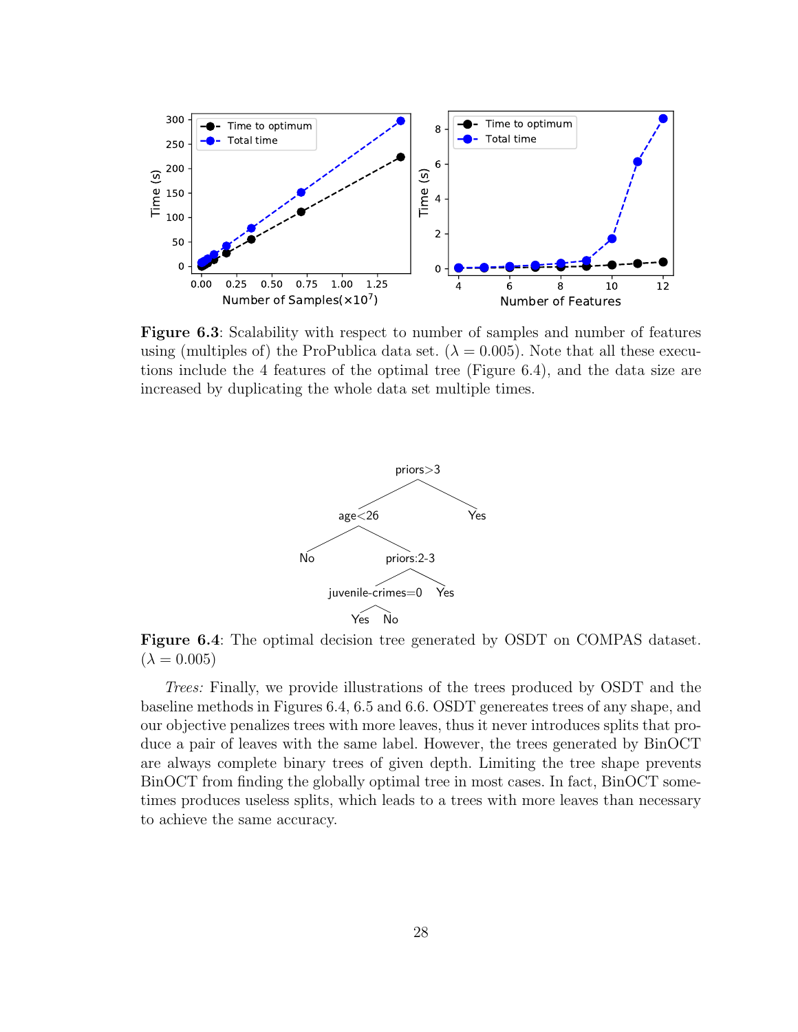**Figure 6.3**: Scalability with respect to number of samples and number of features using (multiples of) the ProPublica data set. ($\lambda = 0.005$). Note that all these executions include the 4 features of the optimal tree (Figure 6.4), and the data size are increased by duplicating the whole data set multiple times.

**Figure 6.4**: The optimal decision tree generated by OSDT on COMPAS dataset. ($\lambda = 0.005$)

*Trees:* Finally, we provide illustrations of the trees produced by OSDT and the baseline methods in Figures 6.4, 6.5 and 6.6. OSDT genereates trees of any shape, and our objective penalizes trees with more leaves, thus it never introduces splits that produce a pair of leaves with the same label. However, the trees generated by BinOCT are always complete binary trees of given depth. Limiting the tree shape prevents BinOCT from finding the globally optimal tree in most cases. In fact, BinOCT sometimes produces useless splits, which leads to a trees with more leaves than necessary to achieve the same accuracy.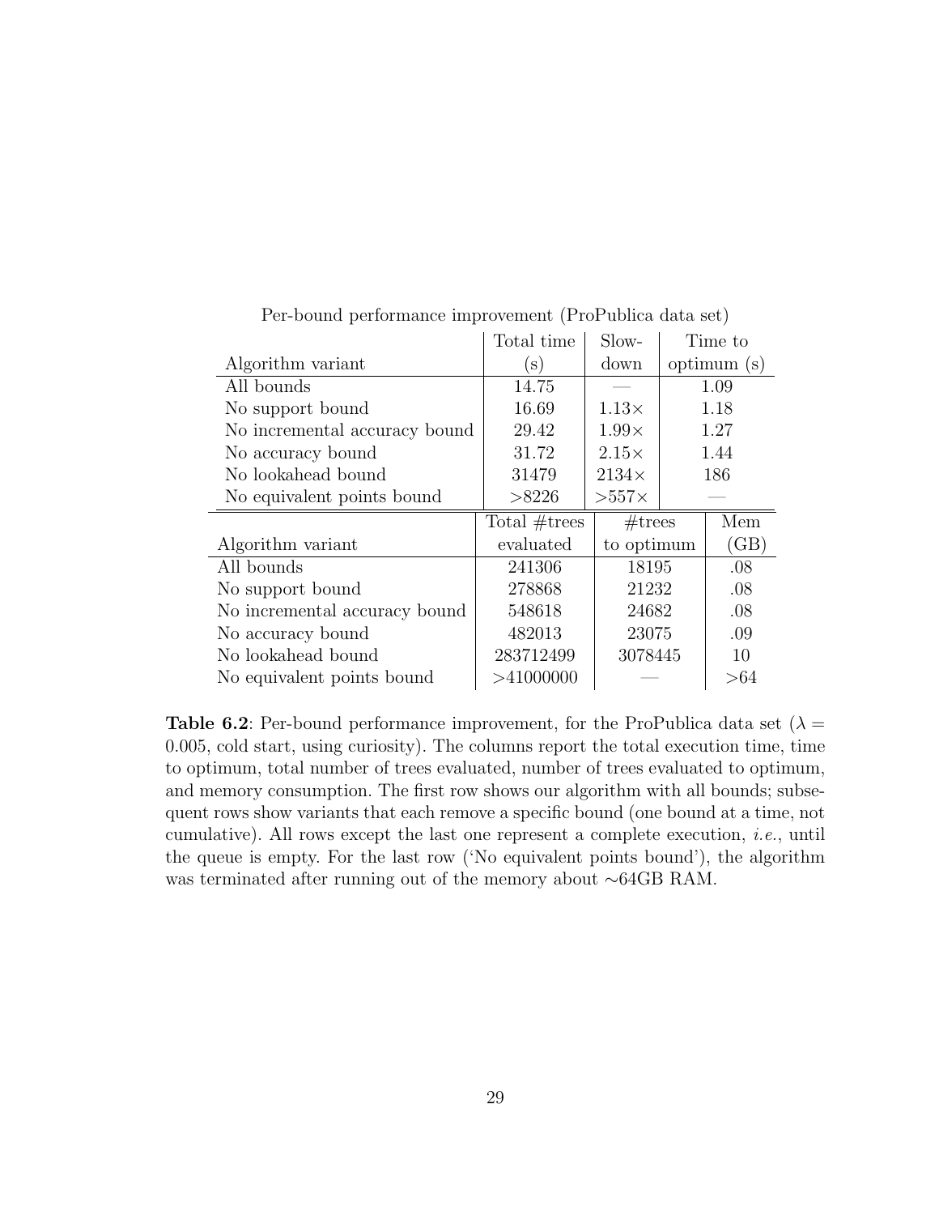Per-bound performance improvement (ProPublica data set)

| Algorithm variant | Total time (s) | Slow-down | Time to optimum (s) |
|---|---|---|---|
| All bounds | 14.75 | — | 1.09 |
| No support bound | 16.69 | $1.13\times$ | 1.18 |
| No incremental accuracy bound | 29.42 | $1.99\times$ | 1.27 |
| No accuracy bound | 31.72 | $2.15\times$ | 1.44 |
| No lookahead bound | 31479 | $2134\times$ | 186 |
| No equivalent points bound | >8226 | $>557\times$ | — |

| Algorithm variant | Total #trees evaluated | #trees to optimum | Mem (GB) |
|---|---|---|---|
| All bounds | 241306 | 18195 | .08 |
| No support bound | 278868 | 21232 | .08 |
| No incremental accuracy bound | 548618 | 24682 | .08 |
| No accuracy bound | 482013 | 23075 | .09 |
| No lookahead bound | 283712499 | 3078445 | 10 |
| No equivalent points bound | >41000000 | — | >64 |

**Table 6.2**: Per-bound performance improvement, for the ProPublica data set ($\lambda = 0.005$, cold start, using curiosity). The columns report the total execution time, time to optimum, total number of trees evaluated, number of trees evaluated to optimum, and memory consumption. The first row shows our algorithm with all bounds; subsequent rows show variants that each remove a specific bound (one bound at a time, not cumulative). All rows except the last one represent a complete execution, *i.e.*, until the queue is empty. For the last row ('No equivalent points bound'), the algorithm was terminated after running out of the memory about $\sim$64GB RAM.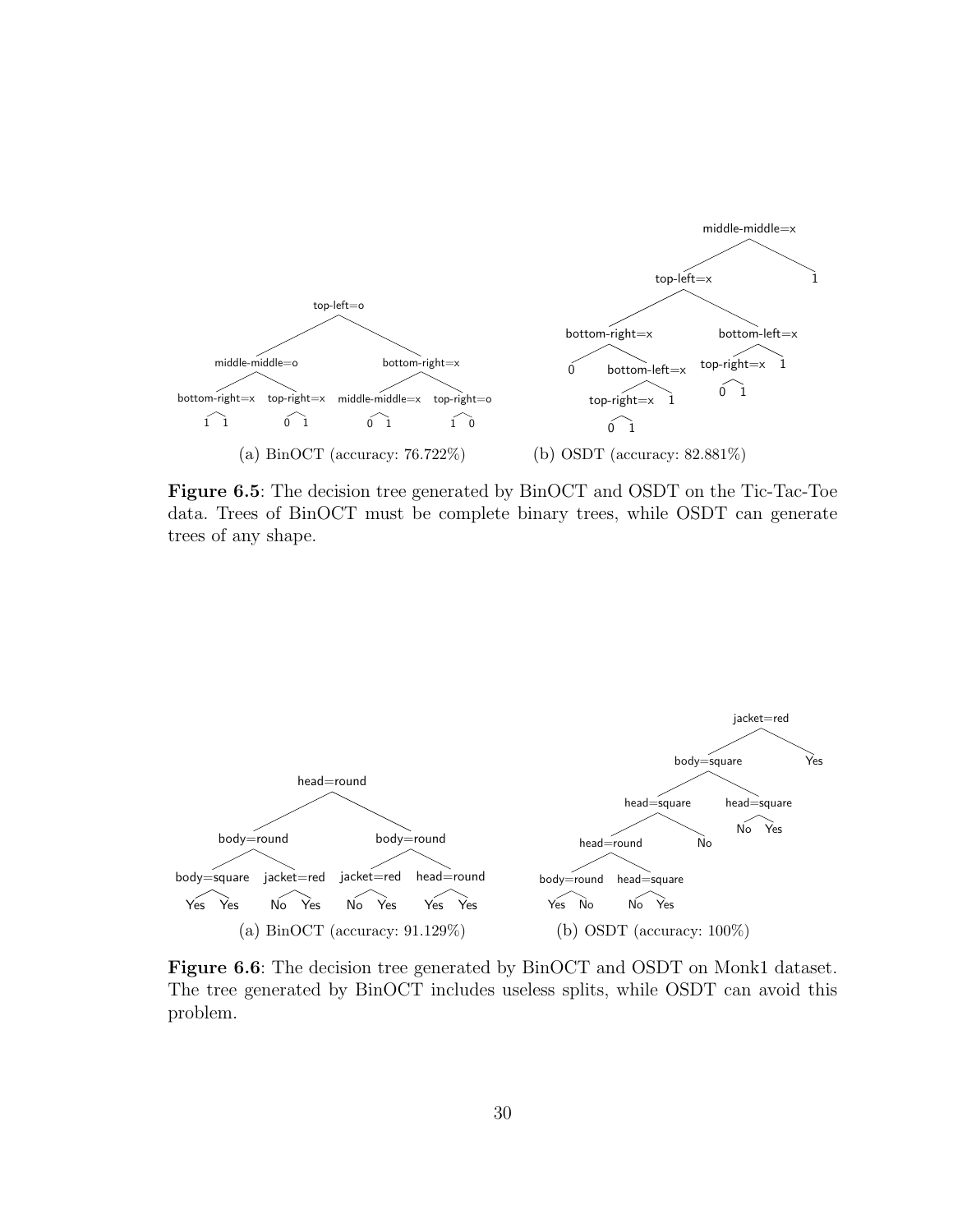(a) BinOCT (accuracy: 76.722%)

(b) OSDT (accuracy: 82.881%)

**Figure 6.5**: The decision tree generated by BinOCT and OSDT on the Tic-Tac-Toe data. Trees of BinOCT must be complete binary trees, while OSDT can generate trees of any shape.

(a) BinOCT (accuracy: 91.129%)

(b) OSDT (accuracy: 100%)

**Figure 6.6**: The decision tree generated by BinOCT and OSDT on Monk1 dataset. The tree generated by BinOCT includes useless splits, while OSDT can avoid this problem.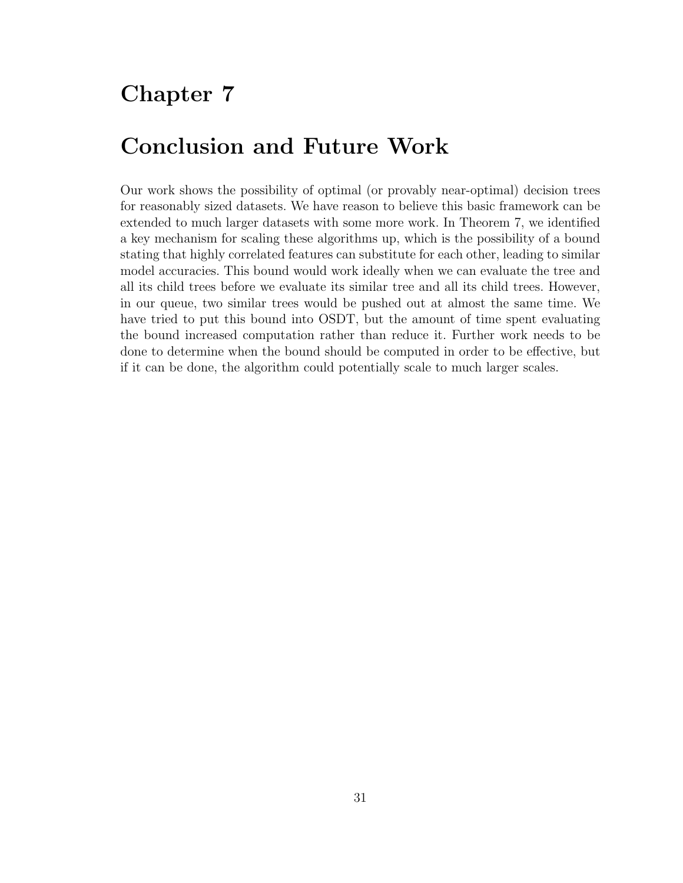# Chapter 7

# Conclusion and Future Work

Our work shows the possibility of optimal (or provably near-optimal) decision trees for reasonably sized datasets. We have reason to believe this basic framework can be extended to much larger datasets with some more work. In Theorem 7, we identified a key mechanism for scaling these algorithms up, which is the possibility of a bound stating that highly correlated features can substitute for each other, leading to similar model accuracies. This bound would work ideally when we can evaluate the tree and all its child trees before we evaluate its similar tree and all its child trees. However, in our queue, two similar trees would be pushed out at almost the same time. We have tried to put this bound into OSDT, but the amount of time spent evaluating the bound increased computation rather than reduce it. Further work needs to be done to determine when the bound should be computed in order to be effective, but if it can be done, the algorithm could potentially scale to much larger scales.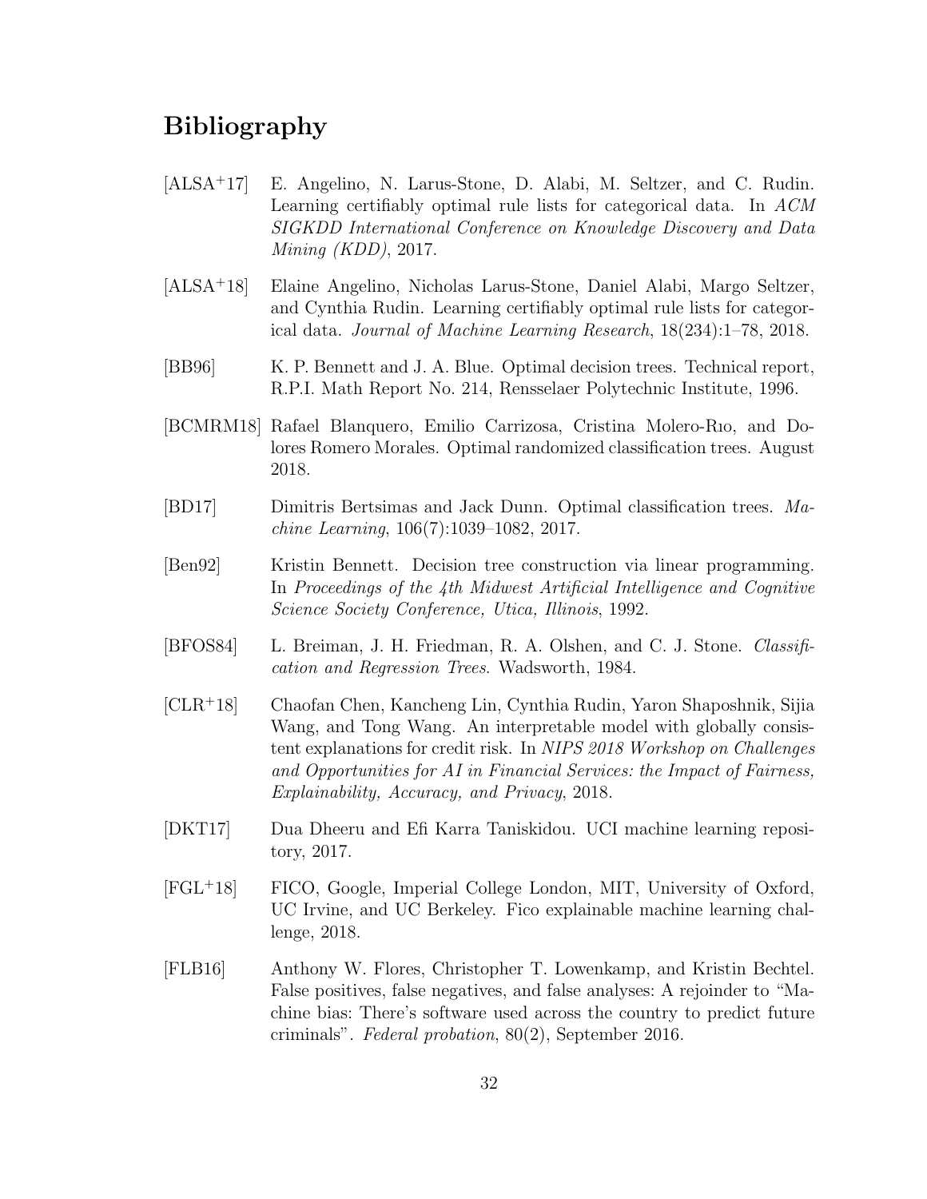# Bibliography

[ALSA+17] E. Angelino, N. Larus-Stone, D. Alabi, M. Seltzer, and C. Rudin. Learning certifiably optimal rule lists for categorical data. In *ACM SIGKDD International Conference on Knowledge Discovery and Data Mining (KDD)*, 2017.

[ALSA+18] Elaine Angelino, Nicholas Larus-Stone, Daniel Alabi, Margo Seltzer, and Cynthia Rudin. Learning certifiably optimal rule lists for categorical data. *Journal of Machine Learning Research*, 18(234):1–78, 2018.

[BB96] K. P. Bennett and J. A. Blue. Optimal decision trees. Technical report, R.P.I. Math Report No. 214, Rensselaer Polytechnic Institute, 1996.

[BCMRM18] Rafael Blanquero, Emilio Carrizosa, Cristina Molero-Rıo, and Dolores Romero Morales. Optimal randomized classification trees. August 2018.

[BD17] Dimitris Bertsimas and Jack Dunn. Optimal classification trees. *Machine Learning*, 106(7):1039–1082, 2017.

[Ben92] Kristin Bennett. Decision tree construction via linear programming. In *Proceedings of the 4th Midwest Artificial Intelligence and Cognitive Science Society Conference, Utica, Illinois*, 1992.

[BFOS84] L. Breiman, J. H. Friedman, R. A. Olshen, and C. J. Stone. *Classification and Regression Trees*. Wadsworth, 1984.

[CLR+18] Chaofan Chen, Kancheng Lin, Cynthia Rudin, Yaron Shaposhnik, Sijia Wang, and Tong Wang. An interpretable model with globally consistent explanations for credit risk. In *NIPS 2018 Workshop on Challenges and Opportunities for AI in Financial Services: the Impact of Fairness, Explainability, Accuracy, and Privacy*, 2018.

[DKT17] Dua Dheeru and Efi Karra Taniskidou. UCI machine learning repository, 2017.

[FGL+18] FICO, Google, Imperial College London, MIT, University of Oxford, UC Irvine, and UC Berkeley. Fico explainable machine learning challenge, 2018.

[FLB16] Anthony W. Flores, Christopher T. Lowenkamp, and Kristin Bechtel. False positives, false negatives, and false analyses: A rejoinder to "Machine bias: There's software used across the country to predict future criminals". *Federal probation*, 80(2), September 2016.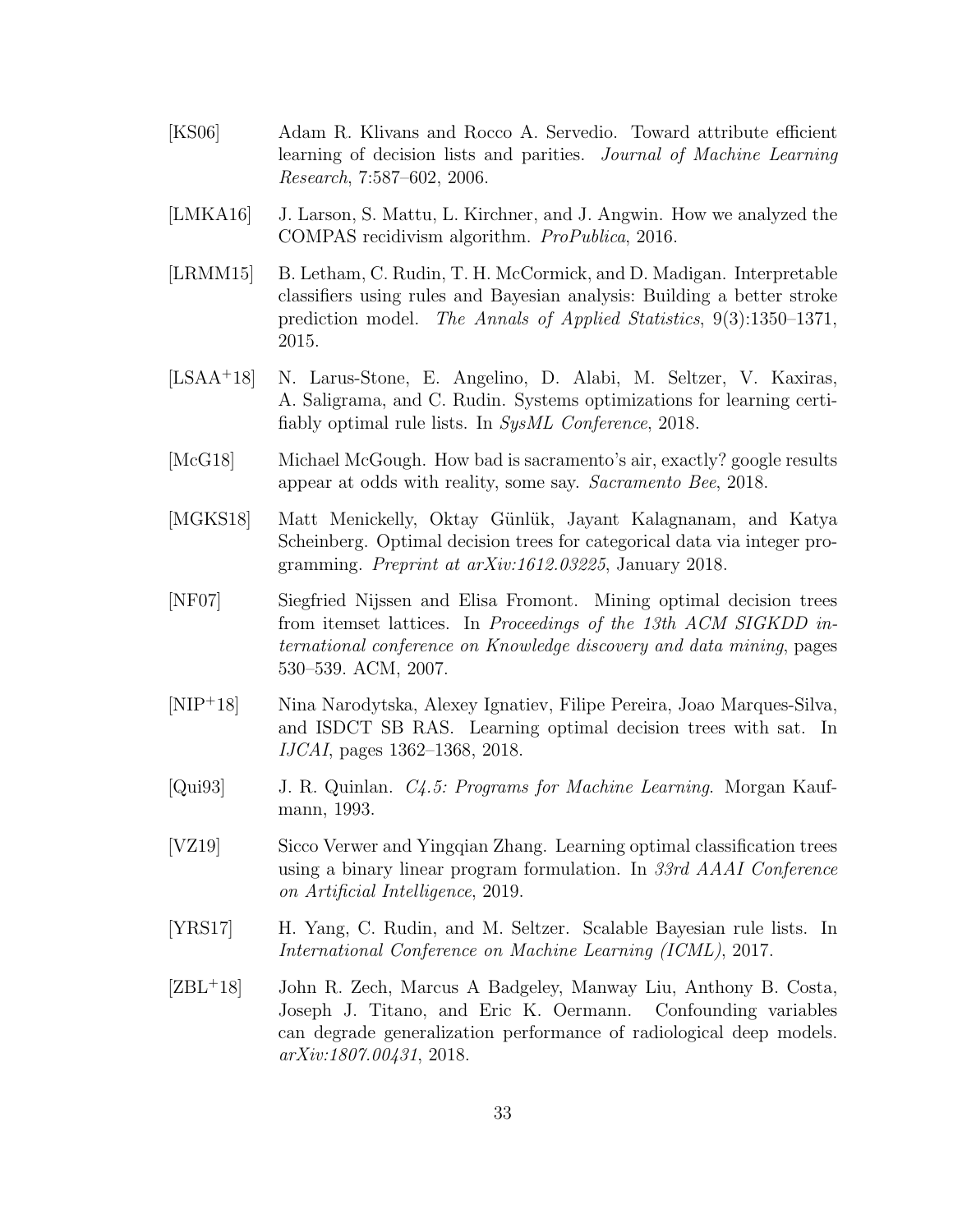[KS06] Adam R. Klivans and Rocco A. Servedio. Toward attribute efficient learning of decision lists and parities. *Journal of Machine Learning Research*, 7:587–602, 2006.

[LMKA16] J. Larson, S. Mattu, L. Kirchner, and J. Angwin. How we analyzed the COMPAS recidivism algorithm. *ProPublica*, 2016.

[LRMM15] B. Letham, C. Rudin, T. H. McCormick, and D. Madigan. Interpretable classifiers using rules and Bayesian analysis: Building a better stroke prediction model. *The Annals of Applied Statistics*, 9(3):1350–1371, 2015.

[LSAA+18] N. Larus-Stone, E. Angelino, D. Alabi, M. Seltzer, V. Kaxiras, A. Saligrama, and C. Rudin. Systems optimizations for learning certifiably optimal rule lists. In *SysML Conference*, 2018.

[McG18] Michael McGough. How bad is sacramento's air, exactly? google results appear at odds with reality, some say. *Sacramento Bee*, 2018.

[MGKS18] Matt Menickelly, Oktay Günlük, Jayant Kalagnanam, and Katya Scheinberg. Optimal decision trees for categorical data via integer programming. *Preprint at arXiv:1612.03225*, January 2018.

[NF07] Siegfried Nijssen and Elisa Fromont. Mining optimal decision trees from itemset lattices. In *Proceedings of the 13th ACM SIGKDD international conference on Knowledge discovery and data mining*, pages 530–539. ACM, 2007.

[NIP+18] Nina Narodytska, Alexey Ignatiev, Filipe Pereira, Joao Marques-Silva, and ISDCT SB RAS. Learning optimal decision trees with sat. In *IJCAI*, pages 1362–1368, 2018.

[Qui93] J. R. Quinlan. *C4.5: Programs for Machine Learning*. Morgan Kaufmann, 1993.

[VZ19] Sicco Verwer and Yingqian Zhang. Learning optimal classification trees using a binary linear program formulation. In *33rd AAAI Conference on Artificial Intelligence*, 2019.

[YRS17] H. Yang, C. Rudin, and M. Seltzer. Scalable Bayesian rule lists. In *International Conference on Machine Learning (ICML)*, 2017.

[ZBL+18] John R. Zech, Marcus A Badgeley, Manway Liu, Anthony B. Costa, Joseph J. Titano, and Eric K. Oermann. Confounding variables can degrade generalization performance of radiological deep models. *arXiv:1807.00431*, 2018.